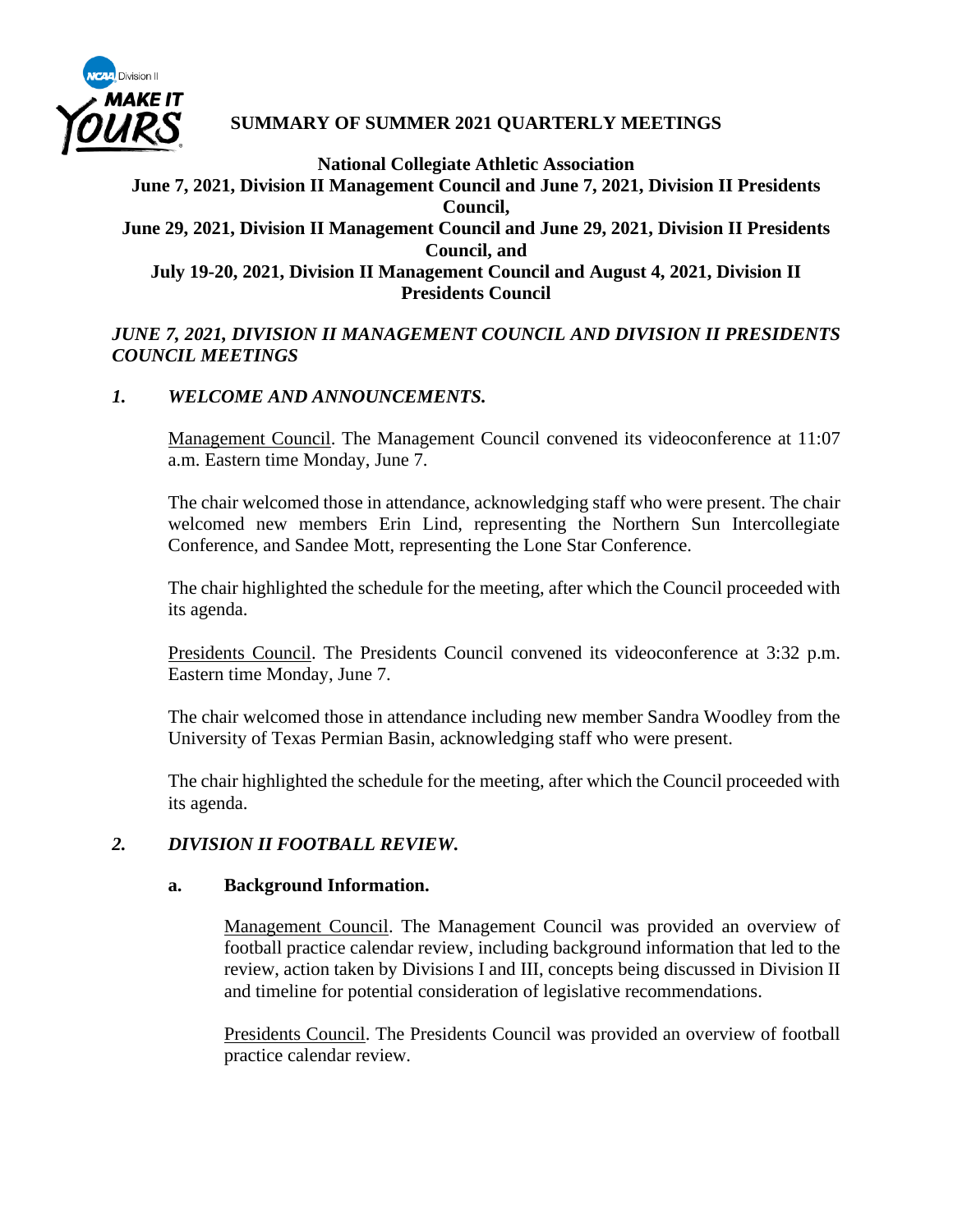# SUMMARY OF SUMMER 2021 QUARTERLY MEETINGS

**National Collegiate Athletic Association**
**June 7, 2021, Division II Management Council and June 7, 2021, Division II Presidents Council,**
**June 29, 2021, Division II Management Council and June 29, 2021, Division II Presidents Council, and**
**July 19-20, 2021, Division II Management Council and August 4, 2021, Division II Presidents Council**

## *JUNE 7, 2021, DIVISION II MANAGEMENT COUNCIL AND DIVISION II PRESIDENTS COUNCIL MEETINGS*

### *1. WELCOME AND ANNOUNCEMENTS.*

Management Council. The Management Council convened its videoconference at 11:07 a.m. Eastern time Monday, June 7.

The chair welcomed those in attendance, acknowledging staff who were present. The chair welcomed new members Erin Lind, representing the Northern Sun Intercollegiate Conference, and Sandee Mott, representing the Lone Star Conference.

The chair highlighted the schedule for the meeting, after which the Council proceeded with its agenda.

Presidents Council. The Presidents Council convened its videoconference at 3:32 p.m. Eastern time Monday, June 7.

The chair welcomed those in attendance including new member Sandra Woodley from the University of Texas Permian Basin, acknowledging staff who were present.

The chair highlighted the schedule for the meeting, after which the Council proceeded with its agenda.

### *2. DIVISION II FOOTBALL REVIEW.*

#### a. Background Information.

Management Council. The Management Council was provided an overview of football practice calendar review, including background information that led to the review, action taken by Divisions I and III, concepts being discussed in Division II and timeline for potential consideration of legislative recommendations.

Presidents Council. The Presidents Council was provided an overview of football practice calendar review.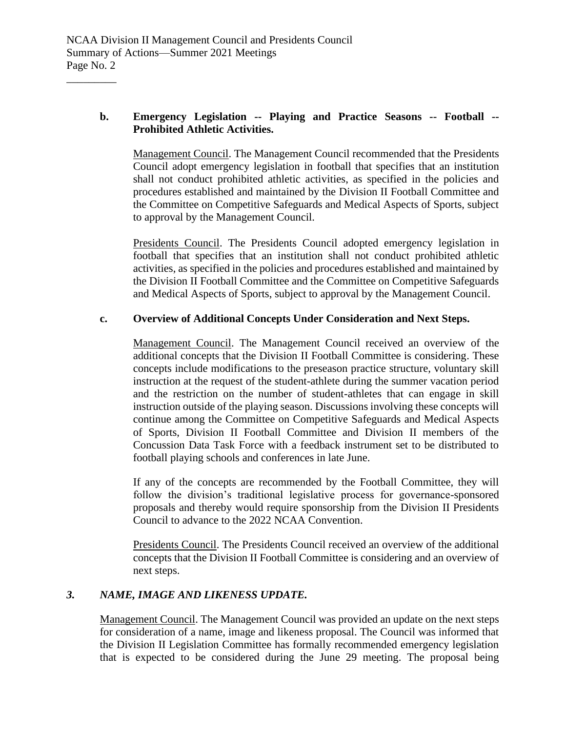**b. Emergency Legislation -- Playing and Practice Seasons -- Football -- Prohibited Athletic Activities.**

Management Council. The Management Council recommended that the Presidents Council adopt emergency legislation in football that specifies that an institution shall not conduct prohibited athletic activities, as specified in the policies and procedures established and maintained by the Division II Football Committee and the Committee on Competitive Safeguards and Medical Aspects of Sports, subject to approval by the Management Council.

Presidents Council. The Presidents Council adopted emergency legislation in football that specifies that an institution shall not conduct prohibited athletic activities, as specified in the policies and procedures established and maintained by the Division II Football Committee and the Committee on Competitive Safeguards and Medical Aspects of Sports, subject to approval by the Management Council.

**c. Overview of Additional Concepts Under Consideration and Next Steps.**

Management Council. The Management Council received an overview of the additional concepts that the Division II Football Committee is considering. These concepts include modifications to the preseason practice structure, voluntary skill instruction at the request of the student-athlete during the summer vacation period and the restriction on the number of student-athletes that can engage in skill instruction outside of the playing season. Discussions involving these concepts will continue among the Committee on Competitive Safeguards and Medical Aspects of Sports, Division II Football Committee and Division II members of the Concussion Data Task Force with a feedback instrument set to be distributed to football playing schools and conferences in late June.

If any of the concepts are recommended by the Football Committee, they will follow the division's traditional legislative process for governance-sponsored proposals and thereby would require sponsorship from the Division II Presidents Council to advance to the 2022 NCAA Convention.

Presidents Council. The Presidents Council received an overview of the additional concepts that the Division II Football Committee is considering and an overview of next steps.

***3. NAME, IMAGE AND LIKENESS UPDATE.***

Management Council. The Management Council was provided an update on the next steps for consideration of a name, image and likeness proposal. The Council was informed that the Division II Legislation Committee has formally recommended emergency legislation that is expected to be considered during the June 29 meeting. The proposal being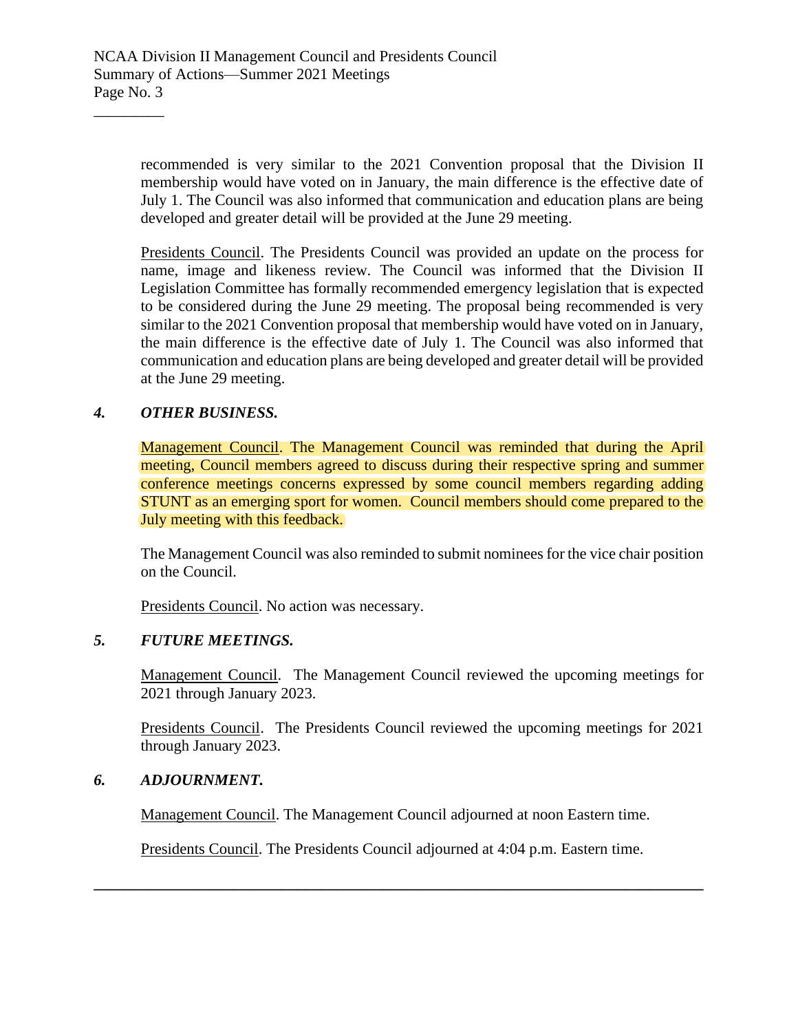recommended is very similar to the 2021 Convention proposal that the Division II membership would have voted on in January, the main difference is the effective date of July 1. The Council was also informed that communication and education plans are being developed and greater detail will be provided at the June 29 meeting.

Presidents Council. The Presidents Council was provided an update on the process for name, image and likeness review. The Council was informed that the Division II Legislation Committee has formally recommended emergency legislation that is expected to be considered during the June 29 meeting. The proposal being recommended is very similar to the 2021 Convention proposal that membership would have voted on in January, the main difference is the effective date of July 1. The Council was also informed that communication and education plans are being developed and greater detail will be provided at the June 29 meeting.

## 4. *OTHER BUSINESS.*

Management Council. The Management Council was reminded that during the April meeting, Council members agreed to discuss during their respective spring and summer conference meetings concerns expressed by some council members regarding adding STUNT as an emerging sport for women. Council members should come prepared to the July meeting with this feedback.

The Management Council was also reminded to submit nominees for the vice chair position on the Council.

Presidents Council. No action was necessary.

## 5. *FUTURE MEETINGS.*

Management Council. The Management Council reviewed the upcoming meetings for 2021 through January 2023.

Presidents Council. The Presidents Council reviewed the upcoming meetings for 2021 through January 2023.

## 6. *ADJOURNMENT.*

Management Council. The Management Council adjourned at noon Eastern time.

Presidents Council. The Presidents Council adjourned at 4:04 p.m. Eastern time.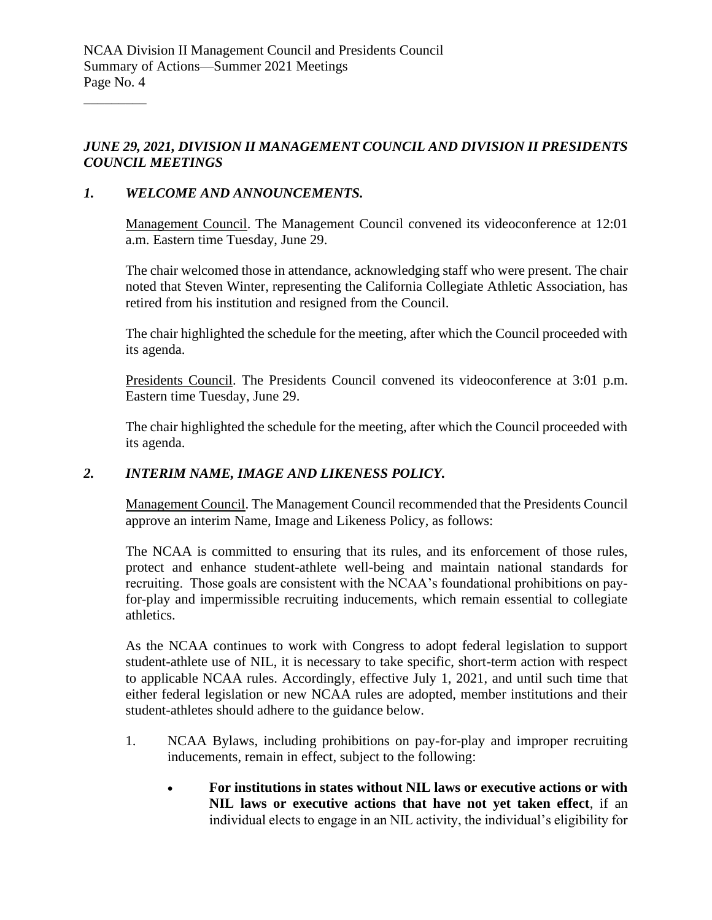## *JUNE 29, 2021, DIVISION II MANAGEMENT COUNCIL AND DIVISION II PRESIDENTS COUNCIL MEETINGS*

### *1. WELCOME AND ANNOUNCEMENTS.*

Management Council. The Management Council convened its videoconference at 12:01 a.m. Eastern time Tuesday, June 29.

The chair welcomed those in attendance, acknowledging staff who were present. The chair noted that Steven Winter, representing the California Collegiate Athletic Association, has retired from his institution and resigned from the Council.

The chair highlighted the schedule for the meeting, after which the Council proceeded with its agenda.

Presidents Council. The Presidents Council convened its videoconference at 3:01 p.m. Eastern time Tuesday, June 29.

The chair highlighted the schedule for the meeting, after which the Council proceeded with its agenda.

### *2. INTERIM NAME, IMAGE AND LIKENESS POLICY.*

Management Council. The Management Council recommended that the Presidents Council approve an interim Name, Image and Likeness Policy, as follows:

The NCAA is committed to ensuring that its rules, and its enforcement of those rules, protect and enhance student-athlete well-being and maintain national standards for recruiting. Those goals are consistent with the NCAA's foundational prohibitions on pay-for-play and impermissible recruiting inducements, which remain essential to collegiate athletics.

As the NCAA continues to work with Congress to adopt federal legislation to support student-athlete use of NIL, it is necessary to take specific, short-term action with respect to applicable NCAA rules. Accordingly, effective July 1, 2021, and until such time that either federal legislation or new NCAA rules are adopted, member institutions and their student-athletes should adhere to the guidance below.

1. NCAA Bylaws, including prohibitions on pay-for-play and improper recruiting inducements, remain in effect, subject to the following:

    - **For institutions in states without NIL laws or executive actions or with NIL laws or executive actions that have not yet taken effect**, if an individual elects to engage in an NIL activity, the individual's eligibility for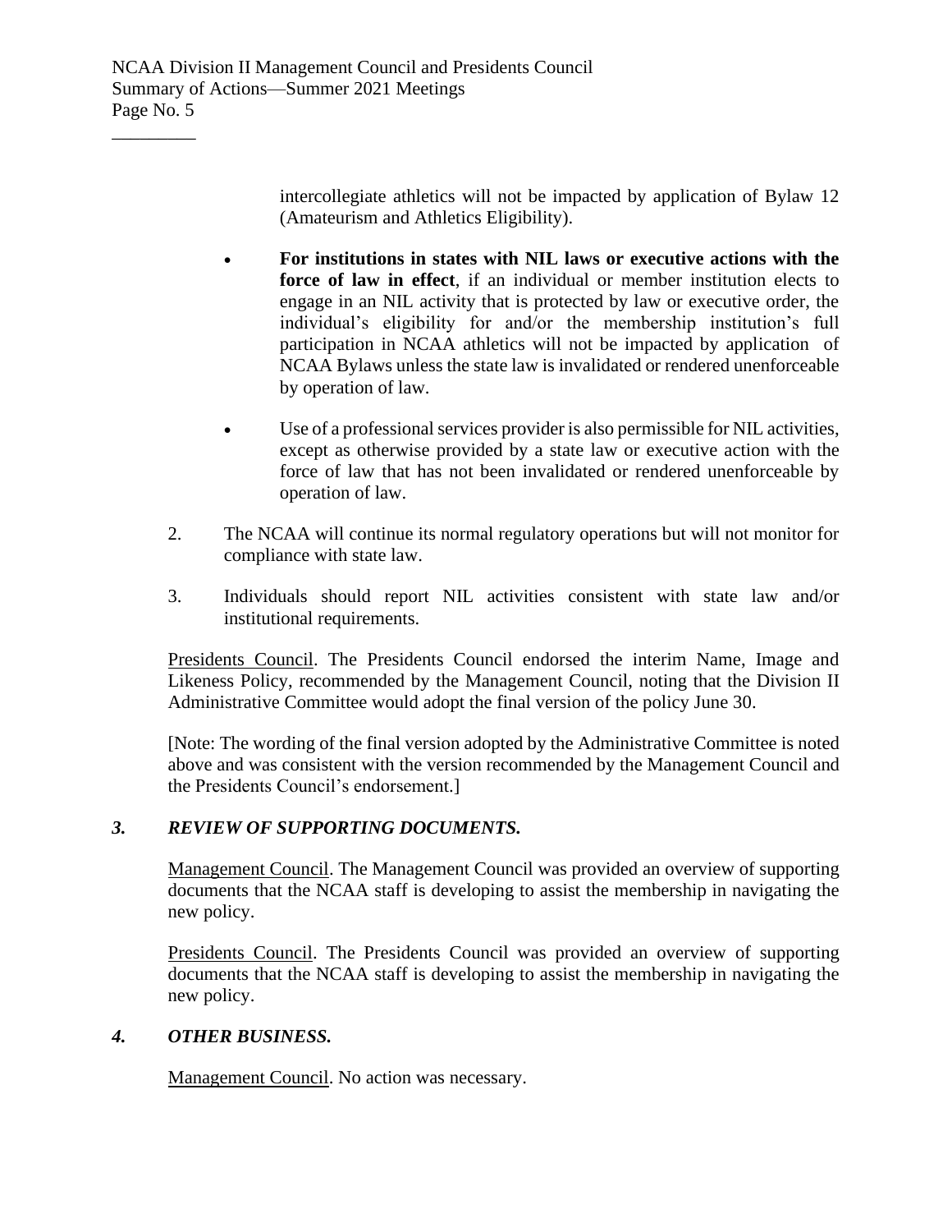intercollegiate athletics will not be impacted by application of Bylaw 12 (Amateurism and Athletics Eligibility).

- **For institutions in states with NIL laws or executive actions with the force of law in effect**, if an individual or member institution elects to engage in an NIL activity that is protected by law or executive order, the individual's eligibility for and/or the membership institution's full participation in NCAA athletics will not be impacted by application of NCAA Bylaws unless the state law is invalidated or rendered unenforceable by operation of law.

- Use of a professional services provider is also permissible for NIL activities, except as otherwise provided by a state law or executive action with the force of law that has not been invalidated or rendered unenforceable by operation of law.

2. The NCAA will continue its normal regulatory operations but will not monitor for compliance with state law.

3. Individuals should report NIL activities consistent with state law and/or institutional requirements.

Presidents Council. The Presidents Council endorsed the interim Name, Image and Likeness Policy, recommended by the Management Council, noting that the Division II Administrative Committee would adopt the final version of the policy June 30.

[Note: The wording of the final version adopted by the Administrative Committee is noted above and was consistent with the version recommended by the Management Council and the Presidents Council's endorsement.]

### *3. REVIEW OF SUPPORTING DOCUMENTS.*

Management Council. The Management Council was provided an overview of supporting documents that the NCAA staff is developing to assist the membership in navigating the new policy.

Presidents Council. The Presidents Council was provided an overview of supporting documents that the NCAA staff is developing to assist the membership in navigating the new policy.

### *4. OTHER BUSINESS.*

Management Council. No action was necessary.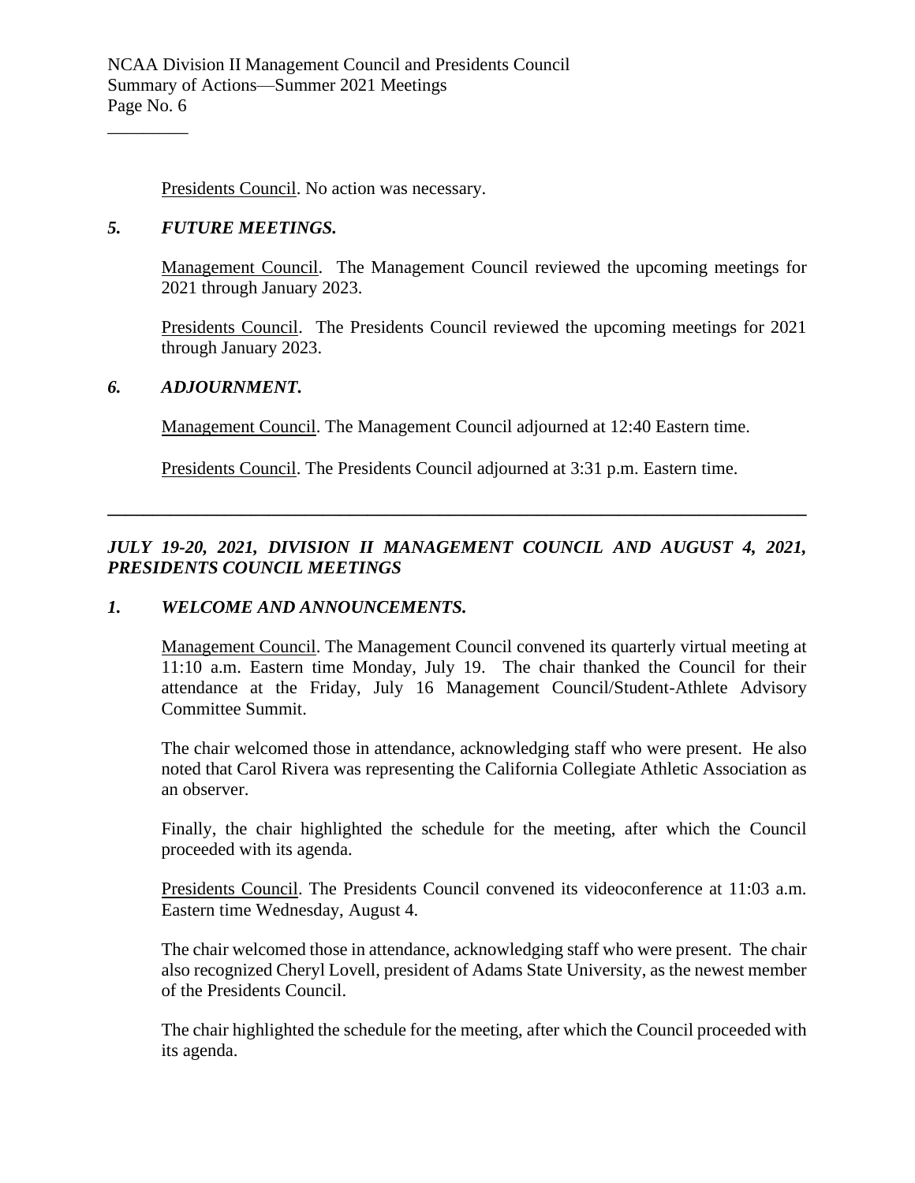Presidents Council. No action was necessary.

### *5. FUTURE MEETINGS.*

Management Council. The Management Council reviewed the upcoming meetings for 2021 through January 2023.

Presidents Council. The Presidents Council reviewed the upcoming meetings for 2021 through January 2023.

### *6. ADJOURNMENT.*

Management Council. The Management Council adjourned at 12:40 Eastern time.

Presidents Council. The Presidents Council adjourned at 3:31 p.m. Eastern time.

---

## *JULY 19-20, 2021, DIVISION II MANAGEMENT COUNCIL AND AUGUST 4, 2021, PRESIDENTS COUNCIL MEETINGS*

### *1. WELCOME AND ANNOUNCEMENTS.*

Management Council. The Management Council convened its quarterly virtual meeting at 11:10 a.m. Eastern time Monday, July 19. The chair thanked the Council for their attendance at the Friday, July 16 Management Council/Student-Athlete Advisory Committee Summit.

The chair welcomed those in attendance, acknowledging staff who were present. He also noted that Carol Rivera was representing the California Collegiate Athletic Association as an observer.

Finally, the chair highlighted the schedule for the meeting, after which the Council proceeded with its agenda.

Presidents Council. The Presidents Council convened its videoconference at 11:03 a.m. Eastern time Wednesday, August 4.

The chair welcomed those in attendance, acknowledging staff who were present. The chair also recognized Cheryl Lovell, president of Adams State University, as the newest member of the Presidents Council.

The chair highlighted the schedule for the meeting, after which the Council proceeded with its agenda.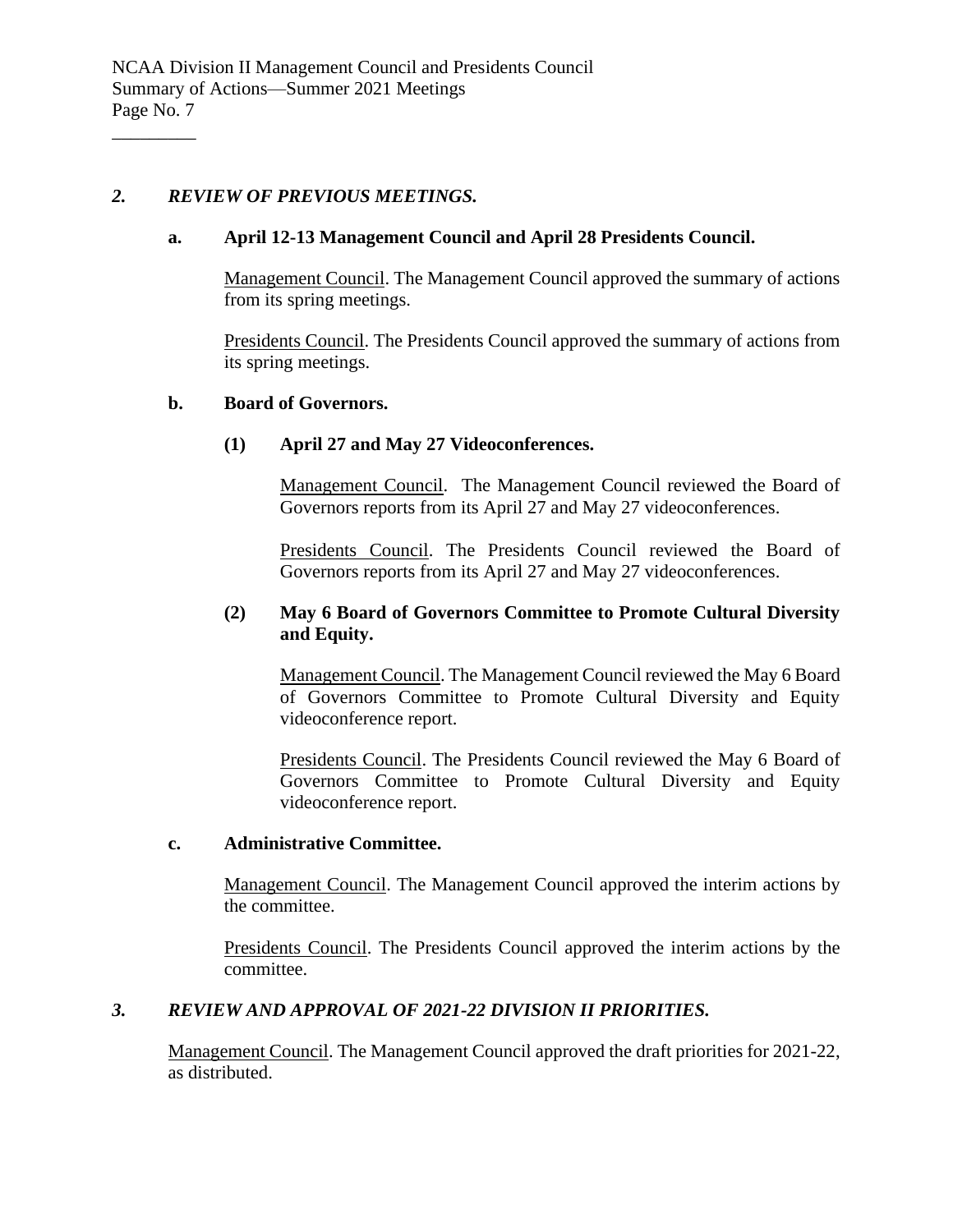## *2. REVIEW OF PREVIOUS MEETINGS.*

### a. April 12-13 Management Council and April 28 Presidents Council.

Management Council. The Management Council approved the summary of actions from its spring meetings.

Presidents Council. The Presidents Council approved the summary of actions from its spring meetings.

### b. Board of Governors.

#### (1) April 27 and May 27 Videoconferences.

Management Council. The Management Council reviewed the Board of Governors reports from its April 27 and May 27 videoconferences.

Presidents Council. The Presidents Council reviewed the Board of Governors reports from its April 27 and May 27 videoconferences.

#### (2) May 6 Board of Governors Committee to Promote Cultural Diversity and Equity.

Management Council. The Management Council reviewed the May 6 Board of Governors Committee to Promote Cultural Diversity and Equity videoconference report.

Presidents Council. The Presidents Council reviewed the May 6 Board of Governors Committee to Promote Cultural Diversity and Equity videoconference report.

### c. Administrative Committee.

Management Council. The Management Council approved the interim actions by the committee.

Presidents Council. The Presidents Council approved the interim actions by the committee.

## *3. REVIEW AND APPROVAL OF 2021-22 DIVISION II PRIORITIES.*

Management Council. The Management Council approved the draft priorities for 2021-22, as distributed.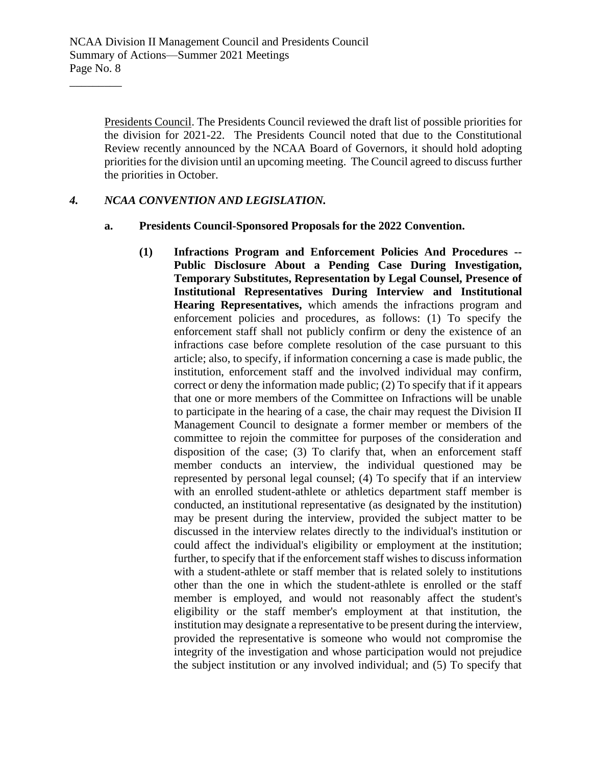Presidents Council. The Presidents Council reviewed the draft list of possible priorities for the division for 2021-22. The Presidents Council noted that due to the Constitutional Review recently announced by the NCAA Board of Governors, it should hold adopting priorities for the division until an upcoming meeting. The Council agreed to discuss further the priorities in October.

### *4. NCAA CONVENTION AND LEGISLATION.*

**a. Presidents Council-Sponsored Proposals for the 2022 Convention.**

**(1) Infractions Program and Enforcement Policies And Procedures -- Public Disclosure About a Pending Case During Investigation, Temporary Substitutes, Representation by Legal Counsel, Presence of Institutional Representatives During Interview and Institutional Hearing Representatives,** which amends the infractions program and enforcement policies and procedures, as follows: (1) To specify the enforcement staff shall not publicly confirm or deny the existence of an infractions case before complete resolution of the case pursuant to this article; also, to specify, if information concerning a case is made public, the institution, enforcement staff and the involved individual may confirm, correct or deny the information made public; (2) To specify that if it appears that one or more members of the Committee on Infractions will be unable to participate in the hearing of a case, the chair may request the Division II Management Council to designate a former member or members of the committee to rejoin the committee for purposes of the consideration and disposition of the case; (3) To clarify that, when an enforcement staff member conducts an interview, the individual questioned may be represented by personal legal counsel; (4) To specify that if an interview with an enrolled student-athlete or athletics department staff member is conducted, an institutional representative (as designated by the institution) may be present during the interview, provided the subject matter to be discussed in the interview relates directly to the individual's institution or could affect the individual's eligibility or employment at the institution; further, to specify that if the enforcement staff wishes to discuss information with a student-athlete or staff member that is related solely to institutions other than the one in which the student-athlete is enrolled or the staff member is employed, and would not reasonably affect the student's eligibility or the staff member's employment at that institution, the institution may designate a representative to be present during the interview, provided the representative is someone who would not compromise the integrity of the investigation and whose participation would not prejudice the subject institution or any involved individual; and (5) To specify that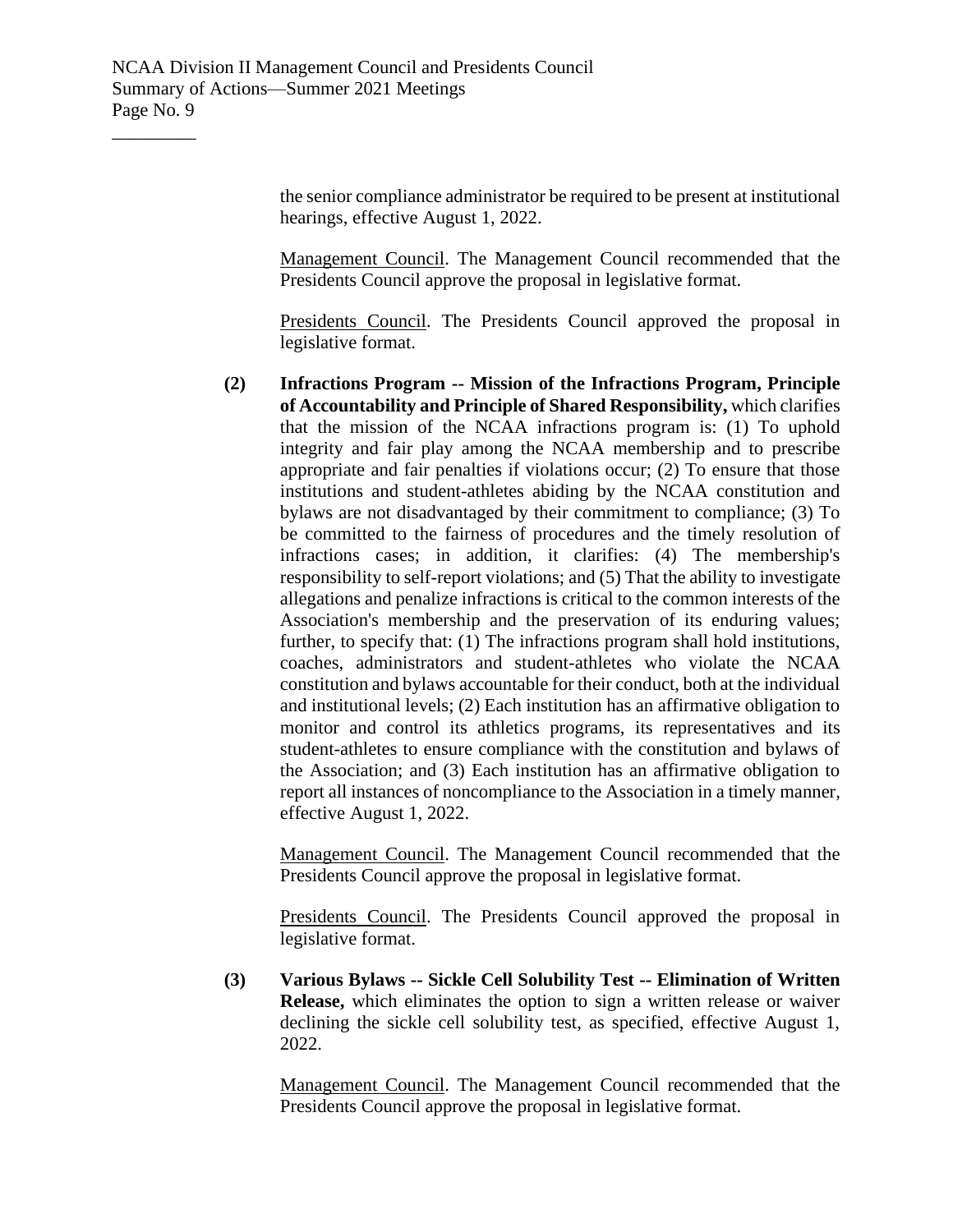the senior compliance administrator be required to be present at institutional hearings, effective August 1, 2022.

Management Council. The Management Council recommended that the Presidents Council approve the proposal in legislative format.

Presidents Council. The Presidents Council approved the proposal in legislative format.

(2) **Infractions Program -- Mission of the Infractions Program, Principle of Accountability and Principle of Shared Responsibility,** which clarifies that the mission of the NCAA infractions program is: (1) To uphold integrity and fair play among the NCAA membership and to prescribe appropriate and fair penalties if violations occur; (2) To ensure that those institutions and student-athletes abiding by the NCAA constitution and bylaws are not disadvantaged by their commitment to compliance; (3) To be committed to the fairness of procedures and the timely resolution of infractions cases; in addition, it clarifies: (4) The membership's responsibility to self-report violations; and (5) That the ability to investigate allegations and penalize infractions is critical to the common interests of the Association's membership and the preservation of its enduring values; further, to specify that: (1) The infractions program shall hold institutions, coaches, administrators and student-athletes who violate the NCAA constitution and bylaws accountable for their conduct, both at the individual and institutional levels; (2) Each institution has an affirmative obligation to monitor and control its athletics programs, its representatives and its student-athletes to ensure compliance with the constitution and bylaws of the Association; and (3) Each institution has an affirmative obligation to report all instances of noncompliance to the Association in a timely manner, effective August 1, 2022.

Management Council. The Management Council recommended that the Presidents Council approve the proposal in legislative format.

Presidents Council. The Presidents Council approved the proposal in legislative format.

(3) **Various Bylaws -- Sickle Cell Solubility Test -- Elimination of Written Release,** which eliminates the option to sign a written release or waiver declining the sickle cell solubility test, as specified, effective August 1, 2022.

Management Council. The Management Council recommended that the Presidents Council approve the proposal in legislative format.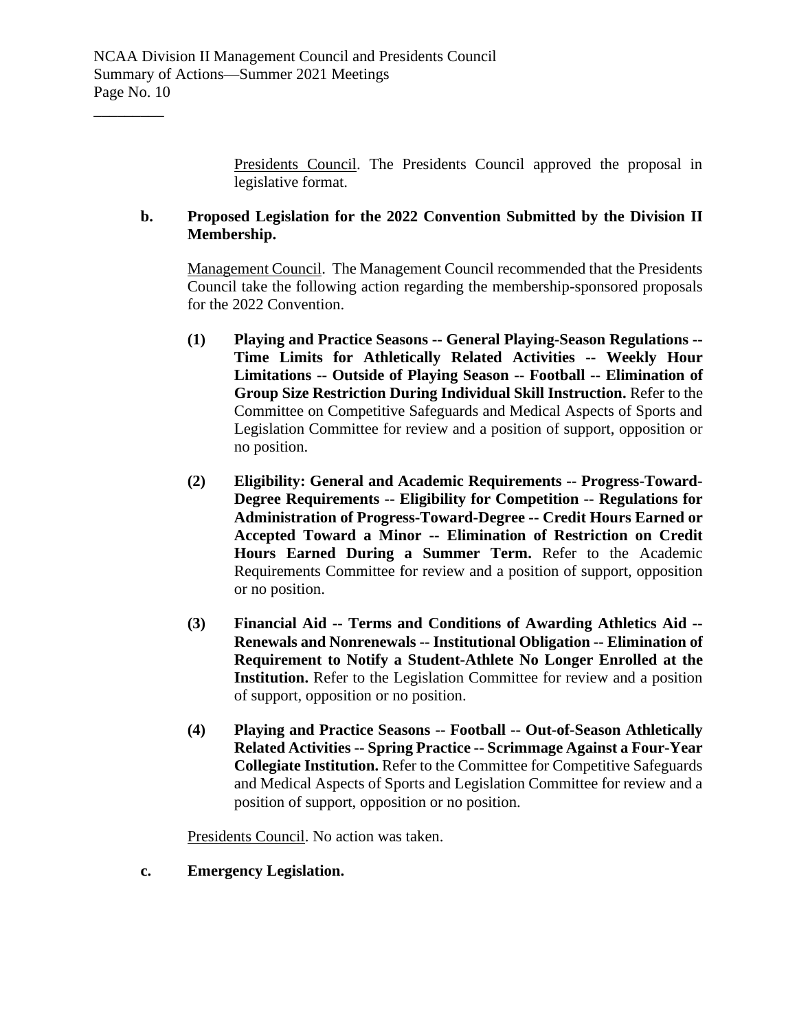Presidents Council. The Presidents Council approved the proposal in legislative format.

**b. Proposed Legislation for the 2022 Convention Submitted by the Division II Membership.**

Management Council. The Management Council recommended that the Presidents Council take the following action regarding the membership-sponsored proposals for the 2022 Convention.

**(1) Playing and Practice Seasons -- General Playing-Season Regulations -- Time Limits for Athletically Related Activities -- Weekly Hour Limitations -- Outside of Playing Season -- Football -- Elimination of Group Size Restriction During Individual Skill Instruction.** Refer to the Committee on Competitive Safeguards and Medical Aspects of Sports and Legislation Committee for review and a position of support, opposition or no position.

**(2) Eligibility: General and Academic Requirements -- Progress-Toward-Degree Requirements -- Eligibility for Competition -- Regulations for Administration of Progress-Toward-Degree -- Credit Hours Earned or Accepted Toward a Minor -- Elimination of Restriction on Credit Hours Earned During a Summer Term.** Refer to the Academic Requirements Committee for review and a position of support, opposition or no position.

**(3) Financial Aid -- Terms and Conditions of Awarding Athletics Aid -- Renewals and Nonrenewals -- Institutional Obligation -- Elimination of Requirement to Notify a Student-Athlete No Longer Enrolled at the Institution.** Refer to the Legislation Committee for review and a position of support, opposition or no position.

**(4) Playing and Practice Seasons -- Football -- Out-of-Season Athletically Related Activities -- Spring Practice -- Scrimmage Against a Four-Year Collegiate Institution.** Refer to the Committee for Competitive Safeguards and Medical Aspects of Sports and Legislation Committee for review and a position of support, opposition or no position.

Presidents Council. No action was taken.

**c. Emergency Legislation.**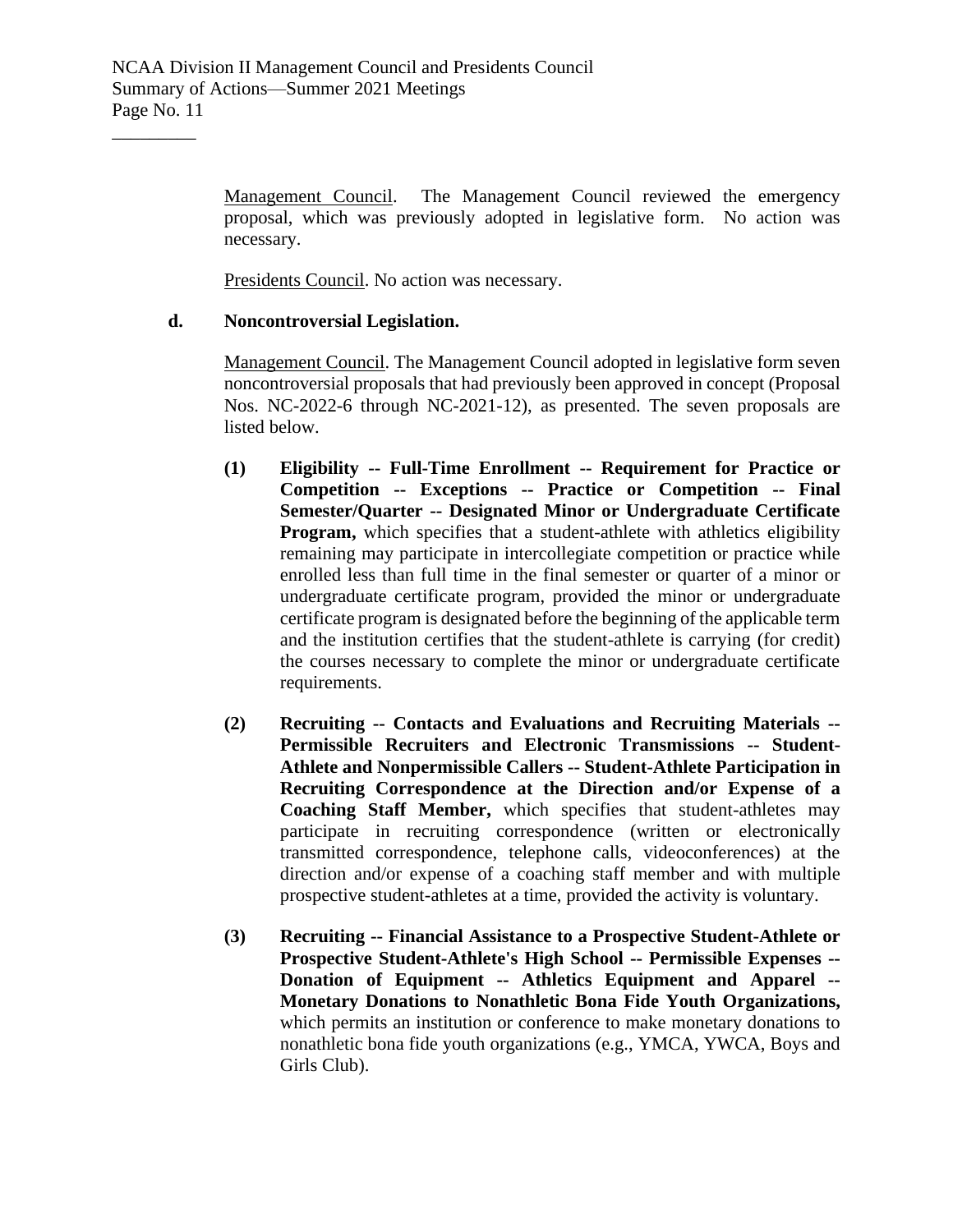Management Council. The Management Council reviewed the emergency proposal, which was previously adopted in legislative form. No action was necessary.

Presidents Council. No action was necessary.

**d. Noncontroversial Legislation.**

Management Council. The Management Council adopted in legislative form seven noncontroversial proposals that had previously been approved in concept (Proposal Nos. NC-2022-6 through NC-2021-12), as presented. The seven proposals are listed below.

**(1) Eligibility -- Full-Time Enrollment -- Requirement for Practice or Competition -- Exceptions -- Practice or Competition -- Final Semester/Quarter -- Designated Minor or Undergraduate Certificate Program,** which specifies that a student-athlete with athletics eligibility remaining may participate in intercollegiate competition or practice while enrolled less than full time in the final semester or quarter of a minor or undergraduate certificate program, provided the minor or undergraduate certificate program is designated before the beginning of the applicable term and the institution certifies that the student-athlete is carrying (for credit) the courses necessary to complete the minor or undergraduate certificate requirements.

**(2) Recruiting -- Contacts and Evaluations and Recruiting Materials -- Permissible Recruiters and Electronic Transmissions -- Student-Athlete and Nonpermissible Callers -- Student-Athlete Participation in Recruiting Correspondence at the Direction and/or Expense of a Coaching Staff Member,** which specifies that student-athletes may participate in recruiting correspondence (written or electronically transmitted correspondence, telephone calls, videoconferences) at the direction and/or expense of a coaching staff member and with multiple prospective student-athletes at a time, provided the activity is voluntary.

**(3) Recruiting -- Financial Assistance to a Prospective Student-Athlete or Prospective Student-Athlete's High School -- Permissible Expenses -- Donation of Equipment -- Athletics Equipment and Apparel -- Monetary Donations to Nonathletic Bona Fide Youth Organizations,** which permits an institution or conference to make monetary donations to nonathletic bona fide youth organizations (e.g., YMCA, YWCA, Boys and Girls Club).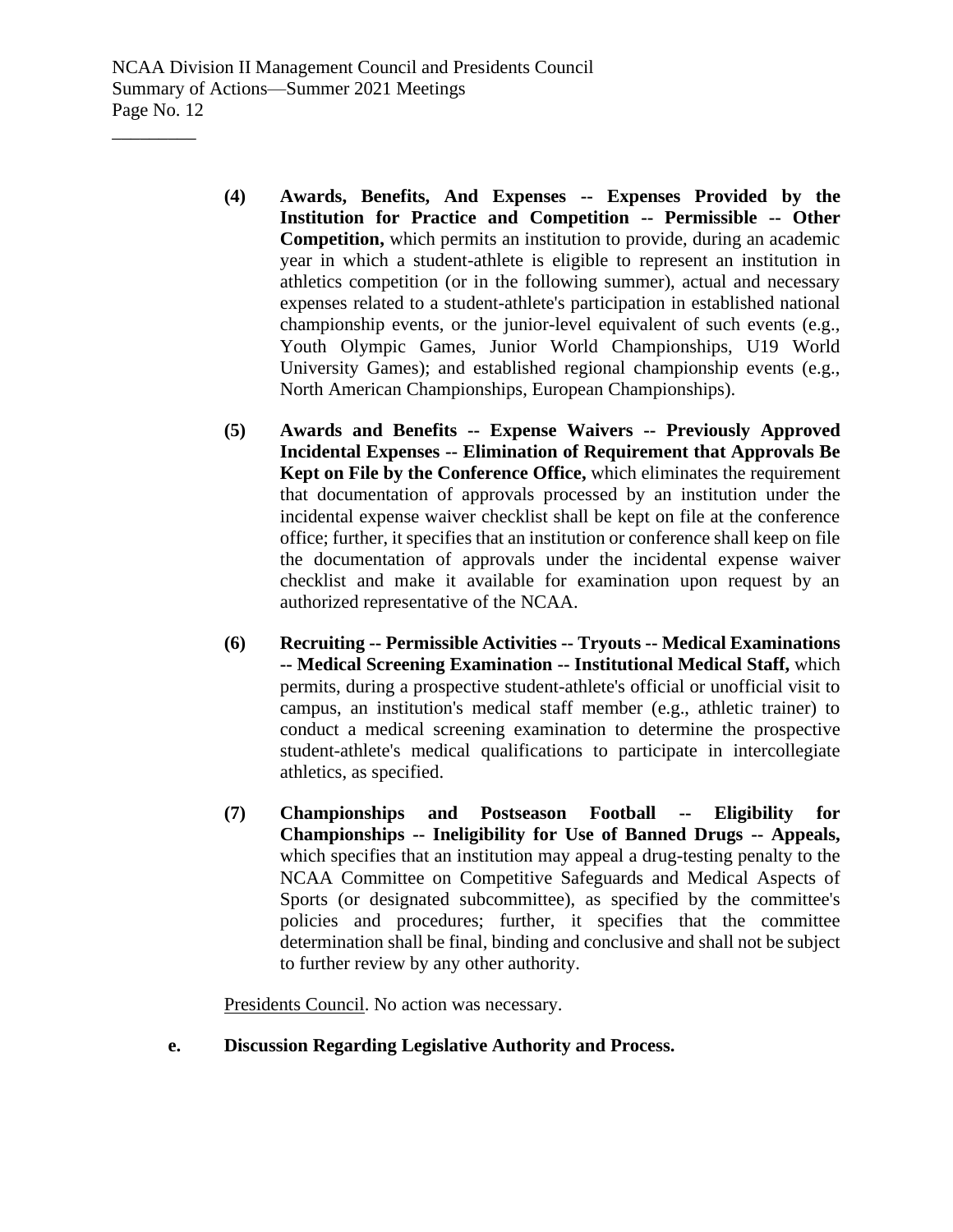**(4) Awards, Benefits, And Expenses -- Expenses Provided by the Institution for Practice and Competition -- Permissible -- Other Competition,** which permits an institution to provide, during an academic year in which a student-athlete is eligible to represent an institution in athletics competition (or in the following summer), actual and necessary expenses related to a student-athlete's participation in established national championship events, or the junior-level equivalent of such events (e.g., Youth Olympic Games, Junior World Championships, U19 World University Games); and established regional championship events (e.g., North American Championships, European Championships).

**(5) Awards and Benefits -- Expense Waivers -- Previously Approved Incidental Expenses -- Elimination of Requirement that Approvals Be Kept on File by the Conference Office,** which eliminates the requirement that documentation of approvals processed by an institution under the incidental expense waiver checklist shall be kept on file at the conference office; further, it specifies that an institution or conference shall keep on file the documentation of approvals under the incidental expense waiver checklist and make it available for examination upon request by an authorized representative of the NCAA.

**(6) Recruiting -- Permissible Activities -- Tryouts -- Medical Examinations -- Medical Screening Examination -- Institutional Medical Staff,** which permits, during a prospective student-athlete's official or unofficial visit to campus, an institution's medical staff member (e.g., athletic trainer) to conduct a medical screening examination to determine the prospective student-athlete's medical qualifications to participate in intercollegiate athletics, as specified.

**(7) Championships and Postseason Football -- Eligibility for Championships -- Ineligibility for Use of Banned Drugs -- Appeals,** which specifies that an institution may appeal a drug-testing penalty to the NCAA Committee on Competitive Safeguards and Medical Aspects of Sports (or designated subcommittee), as specified by the committee's policies and procedures; further, it specifies that the committee determination shall be final, binding and conclusive and shall not be subject to further review by any other authority.

Presidents Council. No action was necessary.

**e. Discussion Regarding Legislative Authority and Process.**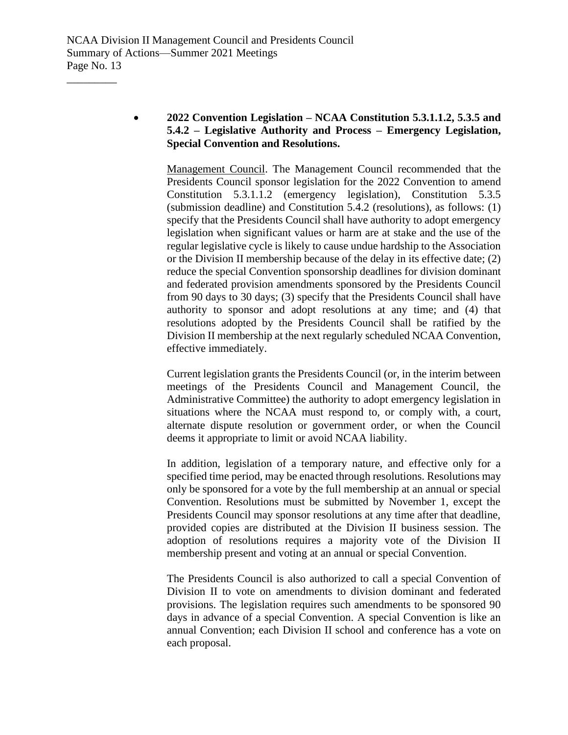- **2022 Convention Legislation – NCAA Constitution 5.3.1.1.2, 5.3.5 and 5.4.2 – Legislative Authority and Process – Emergency Legislation, Special Convention and Resolutions.**

  Management Council. The Management Council recommended that the Presidents Council sponsor legislation for the 2022 Convention to amend Constitution 5.3.1.1.2 (emergency legislation), Constitution 5.3.5 (submission deadline) and Constitution 5.4.2 (resolutions), as follows: (1) specify that the Presidents Council shall have authority to adopt emergency legislation when significant values or harm are at stake and the use of the regular legislative cycle is likely to cause undue hardship to the Association or the Division II membership because of the delay in its effective date; (2) reduce the special Convention sponsorship deadlines for division dominant and federated provision amendments sponsored by the Presidents Council from 90 days to 30 days; (3) specify that the Presidents Council shall have authority to sponsor and adopt resolutions at any time; and (4) that resolutions adopted by the Presidents Council shall be ratified by the Division II membership at the next regularly scheduled NCAA Convention, effective immediately.

  Current legislation grants the Presidents Council (or, in the interim between meetings of the Presidents Council and Management Council, the Administrative Committee) the authority to adopt emergency legislation in situations where the NCAA must respond to, or comply with, a court, alternate dispute resolution or government order, or when the Council deems it appropriate to limit or avoid NCAA liability.

  In addition, legislation of a temporary nature, and effective only for a specified time period, may be enacted through resolutions. Resolutions may only be sponsored for a vote by the full membership at an annual or special Convention. Resolutions must be submitted by November 1, except the Presidents Council may sponsor resolutions at any time after that deadline, provided copies are distributed at the Division II business session. The adoption of resolutions requires a majority vote of the Division II membership present and voting at an annual or special Convention.

  The Presidents Council is also authorized to call a special Convention of Division II to vote on amendments to division dominant and federated provisions. The legislation requires such amendments to be sponsored 90 days in advance of a special Convention. A special Convention is like an annual Convention; each Division II school and conference has a vote on each proposal.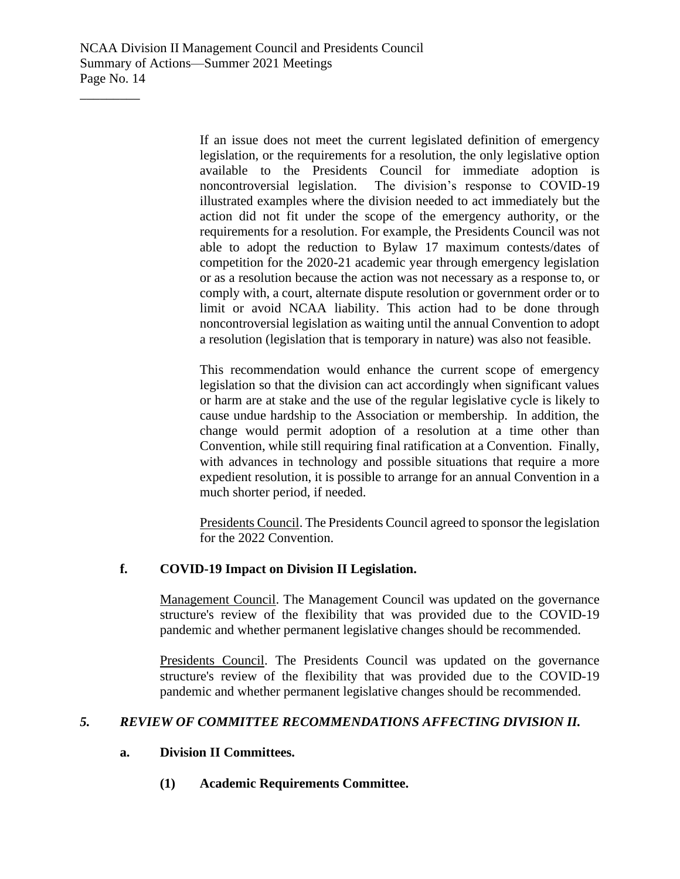If an issue does not meet the current legislated definition of emergency legislation, or the requirements for a resolution, the only legislative option available to the Presidents Council for immediate adoption is noncontroversial legislation. The division's response to COVID-19 illustrated examples where the division needed to act immediately but the action did not fit under the scope of the emergency authority, or the requirements for a resolution. For example, the Presidents Council was not able to adopt the reduction to Bylaw 17 maximum contests/dates of competition for the 2020-21 academic year through emergency legislation or as a resolution because the action was not necessary as a response to, or comply with, a court, alternate dispute resolution or government order or to limit or avoid NCAA liability. This action had to be done through noncontroversial legislation as waiting until the annual Convention to adopt a resolution (legislation that is temporary in nature) was also not feasible.

This recommendation would enhance the current scope of emergency legislation so that the division can act accordingly when significant values or harm are at stake and the use of the regular legislative cycle is likely to cause undue hardship to the Association or membership. In addition, the change would permit adoption of a resolution at a time other than Convention, while still requiring final ratification at a Convention. Finally, with advances in technology and possible situations that require a more expedient resolution, it is possible to arrange for an annual Convention in a much shorter period, if needed.

Presidents Council. The Presidents Council agreed to sponsor the legislation for the 2022 Convention.

**f. COVID-19 Impact on Division II Legislation.**

Management Council. The Management Council was updated on the governance structure's review of the flexibility that was provided due to the COVID-19 pandemic and whether permanent legislative changes should be recommended.

Presidents Council. The Presidents Council was updated on the governance structure's review of the flexibility that was provided due to the COVID-19 pandemic and whether permanent legislative changes should be recommended.

***5. REVIEW OF COMMITTEE RECOMMENDATIONS AFFECTING DIVISION II.***

**a. Division II Committees.**

**(1) Academic Requirements Committee.**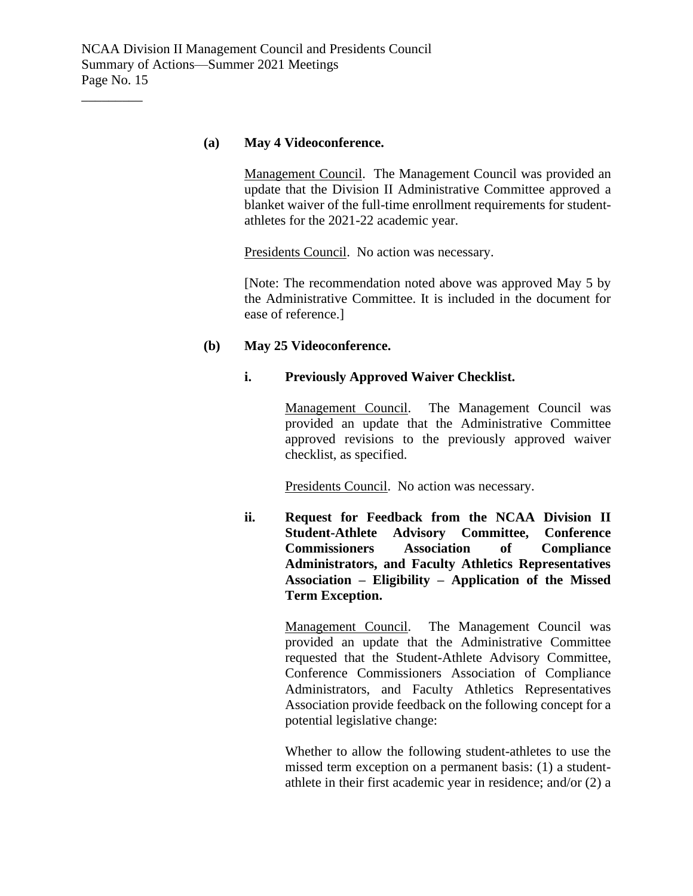**(a) May 4 Videoconference.**

Management Council. The Management Council was provided an update that the Division II Administrative Committee approved a blanket waiver of the full-time enrollment requirements for student-athletes for the 2021-22 academic year.

Presidents Council. No action was necessary.

[Note: The recommendation noted above was approved May 5 by the Administrative Committee. It is included in the document for ease of reference.]

**(b) May 25 Videoconference.**

**i. Previously Approved Waiver Checklist.**

Management Council. The Management Council was provided an update that the Administrative Committee approved revisions to the previously approved waiver checklist, as specified.

Presidents Council. No action was necessary.

**ii. Request for Feedback from the NCAA Division II Student-Athlete Advisory Committee, Conference Commissioners Association of Compliance Administrators, and Faculty Athletics Representatives Association – Eligibility – Application of the Missed Term Exception.**

Management Council. The Management Council was provided an update that the Administrative Committee requested that the Student-Athlete Advisory Committee, Conference Commissioners Association of Compliance Administrators, and Faculty Athletics Representatives Association provide feedback on the following concept for a potential legislative change:

Whether to allow the following student-athletes to use the missed term exception on a permanent basis: (1) a student-athlete in their first academic year in residence; and/or (2) a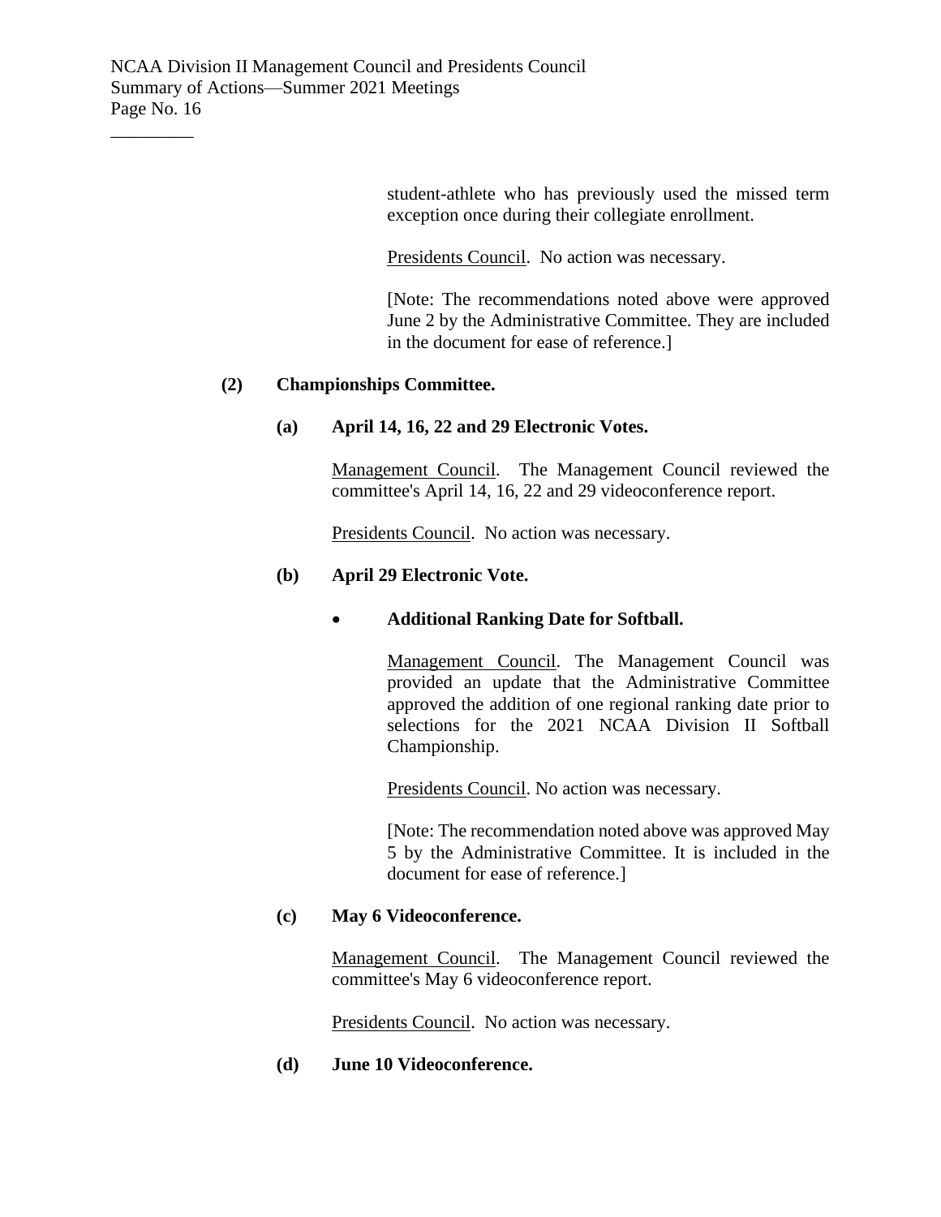student-athlete who has previously used the missed term exception once during their collegiate enrollment.

Presents Council. No action was necessary.

[Note: The recommendations noted above were approved June 2 by the Administrative Committee. They are included in the document for ease of reference.]

**(2) Championships Committee.**

**(a) April 14, 16, 22 and 29 Electronic Votes.**

Management Council. The Management Council reviewed the committee's April 14, 16, 22 and 29 videoconference report.

Presidents Council. No action was necessary.

**(b) April 29 Electronic Vote.**

- **Additional Ranking Date for Softball.**

  Management Council. The Management Council was provided an update that the Administrative Committee approved the addition of one regional ranking date prior to selections for the 2021 NCAA Division II Softball Championship.

  Presidents Council. No action was necessary.

  [Note: The recommendation noted above was approved May 5 by the Administrative Committee. It is included in the document for ease of reference.]

**(c) May 6 Videoconference.**

Management Council. The Management Council reviewed the committee's May 6 videoconference report.

Presidents Council. No action was necessary.

**(d) June 10 Videoconference.**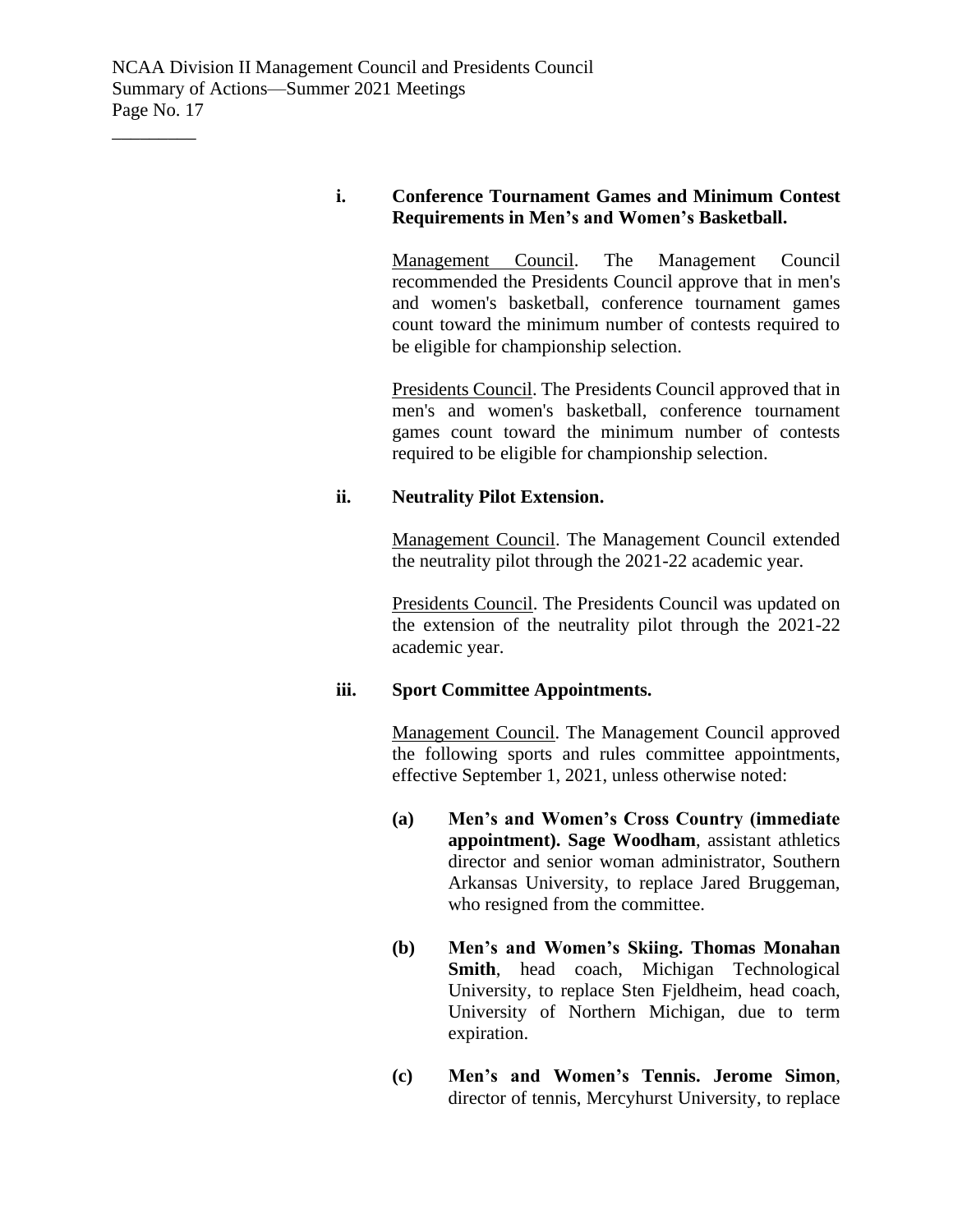**i. Conference Tournament Games and Minimum Contest Requirements in Men's and Women's Basketball.**

Management Council. The Management Council recommended the Presidents Council approve that in men's and women's basketball, conference tournament games count toward the minimum number of contests required to be eligible for championship selection.

Presidents Council. The Presidents Council approved that in men's and women's basketball, conference tournament games count toward the minimum number of contests required to be eligible for championship selection.

**ii. Neutrality Pilot Extension.**

Management Council. The Management Council extended the neutrality pilot through the 2021-22 academic year.

Presidents Council. The Presidents Council was updated on the extension of the neutrality pilot through the 2021-22 academic year.

**iii. Sport Committee Appointments.**

Management Council. The Management Council approved the following sports and rules committee appointments, effective September 1, 2021, unless otherwise noted:

**(a) Men's and Women's Cross Country (immediate appointment). Sage Woodham**, assistant athletics director and senior woman administrator, Southern Arkansas University, to replace Jared Bruggeman, who resigned from the committee.

**(b) Men's and Women's Skiing. Thomas Monahan Smith**, head coach, Michigan Technological University, to replace Sten Fjeldheim, head coach, University of Northern Michigan, due to term expiration.

**(c) Men's and Women's Tennis. Jerome Simon**, director of tennis, Mercyhurst University, to replace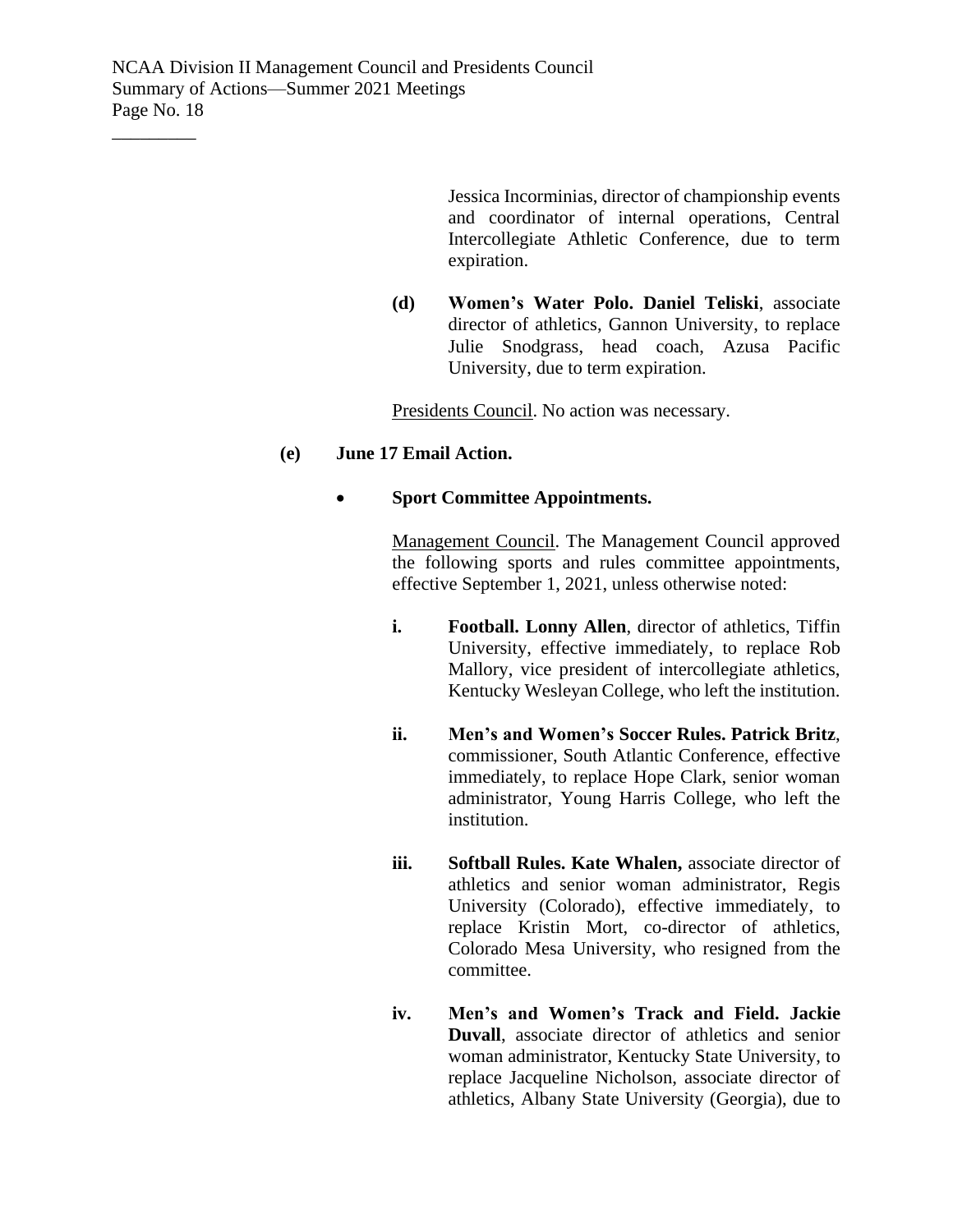Jessica Incorminias, director of championship events and coordinator of internal operations, Central Intercollegiate Athletic Conference, due to term expiration.

**(d) Women's Water Polo. Daniel Teliski**, associate director of athletics, Gannon University, to replace Julie Snodgrass, head coach, Azusa Pacific University, due to term expiration.

Presidents Council. No action was necessary.

**(e) June 17 Email Action.**

- **Sport Committee Appointments.**

  Management Council. The Management Council approved the following sports and rules committee appointments, effective September 1, 2021, unless otherwise noted:

  **i. Football. Lonny Allen**, director of athletics, Tiffin University, effective immediately, to replace Rob Mallory, vice president of intercollegiate athletics, Kentucky Wesleyan College, who left the institution.

  **ii. Men's and Women's Soccer Rules. Patrick Britz**, commissioner, South Atlantic Conference, effective immediately, to replace Hope Clark, senior woman administrator, Young Harris College, who left the institution.

  **iii. Softball Rules. Kate Whalen,** associate director of athletics and senior woman administrator, Regis University (Colorado), effective immediately, to replace Kristin Mort, co-director of athletics, Colorado Mesa University, who resigned from the committee.

  **iv. Men's and Women's Track and Field. Jackie Duvall**, associate director of athletics and senior woman administrator, Kentucky State University, to replace Jacqueline Nicholson, associate director of athletics, Albany State University (Georgia), due to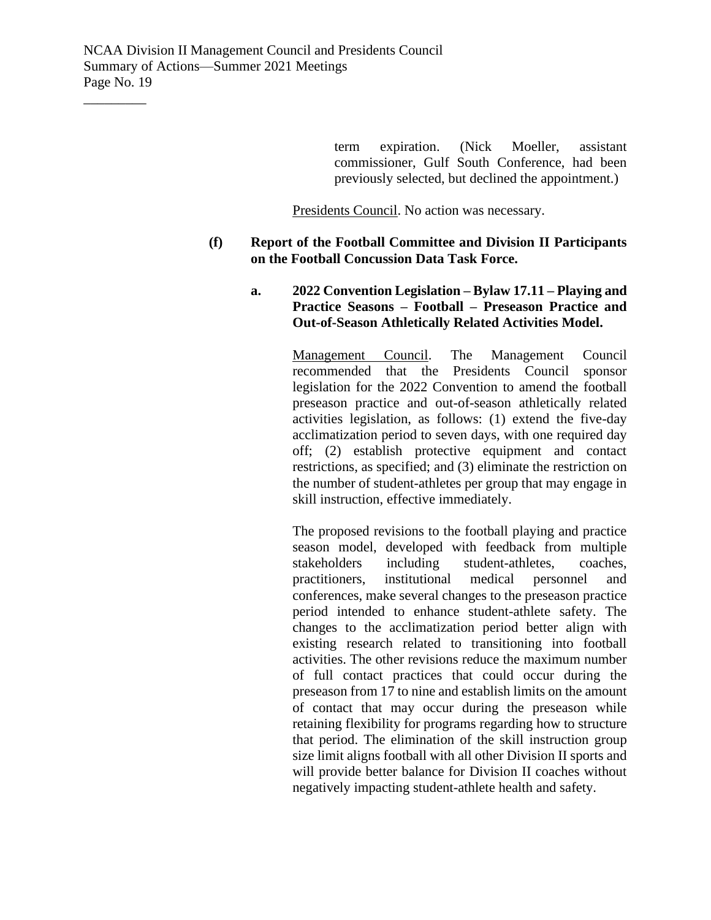term expiration. (Nick Moeller, assistant commissioner, Gulf South Conference, had been previously selected, but declined the appointment.)

Presidents Council. No action was necessary.

**(f) Report of the Football Committee and Division II Participants on the Football Concussion Data Task Force.**

**a. 2022 Convention Legislation – Bylaw 17.11 – Playing and Practice Seasons – Football – Preseason Practice and Out-of-Season Athletically Related Activities Model.**

Management Council. The Management Council recommended that the Presidents Council sponsor legislation for the 2022 Convention to amend the football preseason practice and out-of-season athletically related activities legislation, as follows: (1) extend the five-day acclimatization period to seven days, with one required day off; (2) establish protective equipment and contact restrictions, as specified; and (3) eliminate the restriction on the number of student-athletes per group that may engage in skill instruction, effective immediately.

The proposed revisions to the football playing and practice season model, developed with feedback from multiple stakeholders including student-athletes, coaches, practitioners, institutional medical personnel and conferences, make several changes to the preseason practice period intended to enhance student-athlete safety. The changes to the acclimatization period better align with existing research related to transitioning into football activities. The other revisions reduce the maximum number of full contact practices that could occur during the preseason from 17 to nine and establish limits on the amount of contact that may occur during the preseason while retaining flexibility for programs regarding how to structure that period. The elimination of the skill instruction group size limit aligns football with all other Division II sports and will provide better balance for Division II coaches without negatively impacting student-athlete health and safety.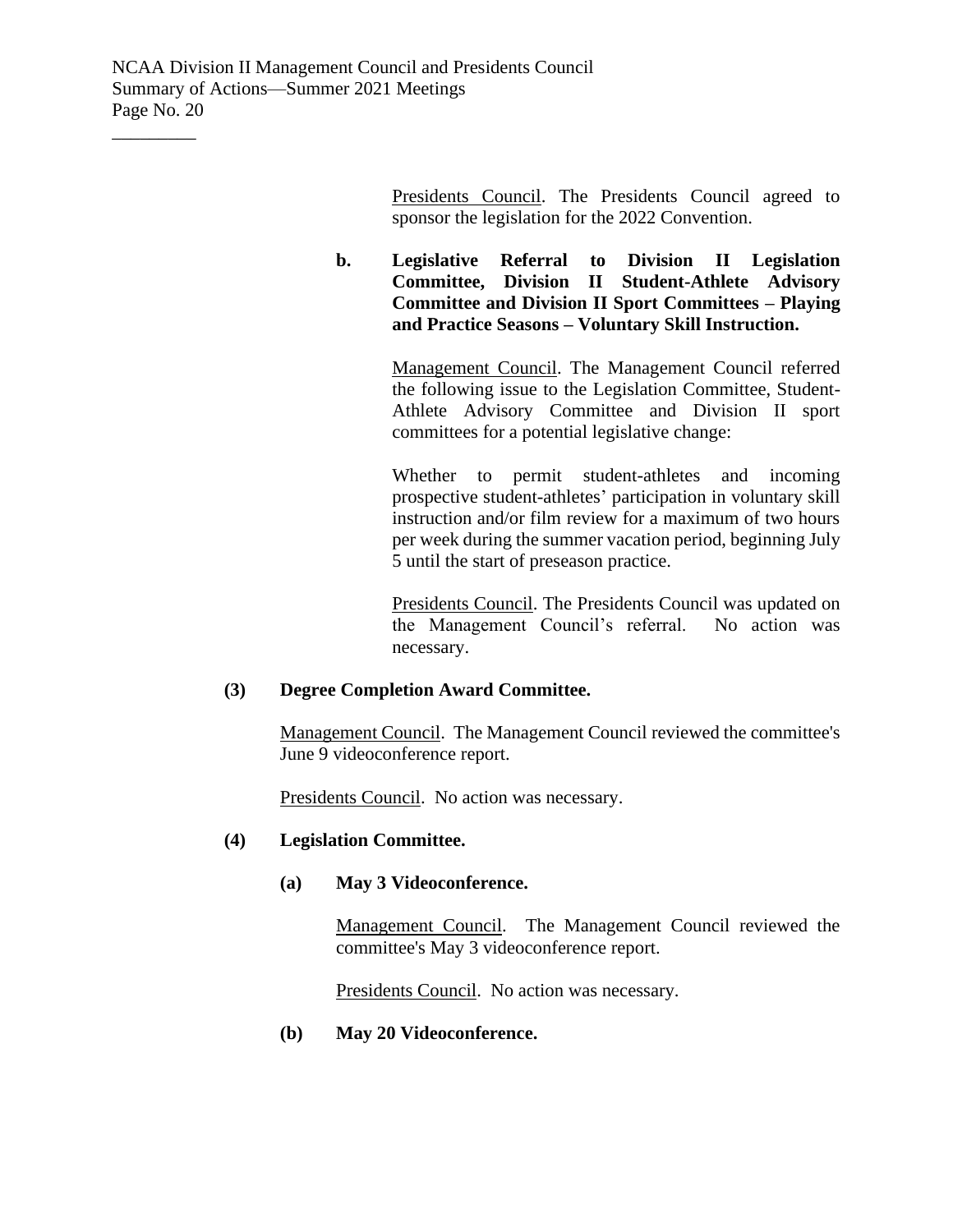Presidents Council. The Presidents Council agreed to sponsor the legislation for the 2022 Convention.

**b. Legislative Referral to Division II Legislation Committee, Division II Student-Athlete Advisory Committee and Division II Sport Committees – Playing and Practice Seasons – Voluntary Skill Instruction.**

Management Council. The Management Council referred the following issue to the Legislation Committee, Student-Athlete Advisory Committee and Division II sport committees for a potential legislative change:

Whether to permit student-athletes and incoming prospective student-athletes' participation in voluntary skill instruction and/or film review for a maximum of two hours per week during the summer vacation period, beginning July 5 until the start of preseason practice.

Presidents Council. The Presidents Council was updated on the Management Council's referral. No action was necessary.

**(3) Degree Completion Award Committee.**

Management Council. The Management Council reviewed the committee's June 9 videoconference report.

Presidents Council. No action was necessary.

**(4) Legislation Committee.**

**(a) May 3 Videoconference.**

Management Council. The Management Council reviewed the committee's May 3 videoconference report.

Presidents Council. No action was necessary.

**(b) May 20 Videoconference.**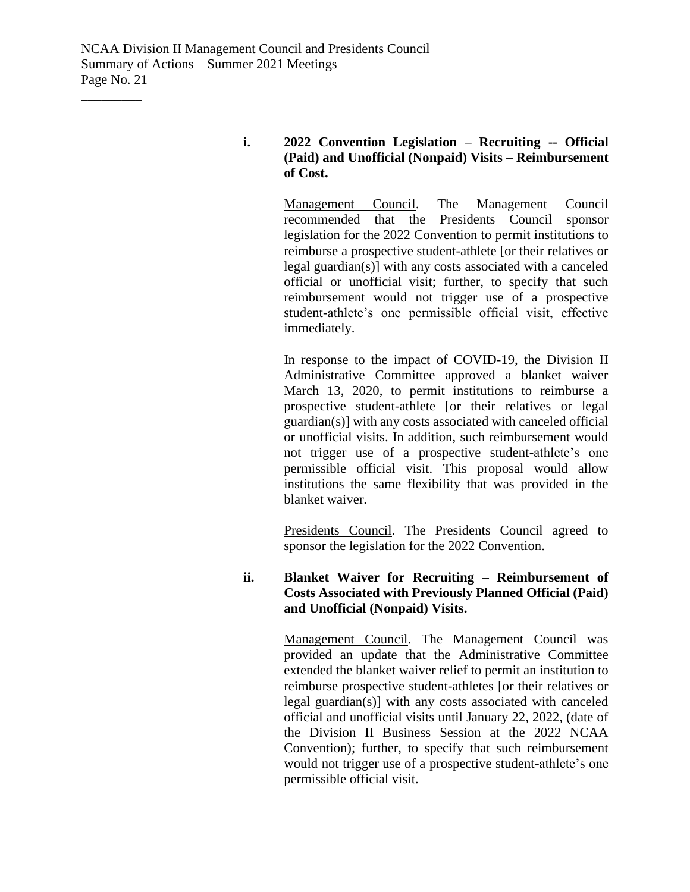**i. 2022 Convention Legislation – Recruiting -- Official (Paid) and Unofficial (Nonpaid) Visits – Reimbursement of Cost.**

Management Council. The Management Council recommended that the Presidents Council sponsor legislation for the 2022 Convention to permit institutions to reimburse a prospective student-athlete [or their relatives or legal guardian(s)] with any costs associated with a canceled official or unofficial visit; further, to specify that such reimbursement would not trigger use of a prospective student-athlete's one permissible official visit, effective immediately.

In response to the impact of COVID-19, the Division II Administrative Committee approved a blanket waiver March 13, 2020, to permit institutions to reimburse a prospective student-athlete [or their relatives or legal guardian(s)] with any costs associated with canceled official or unofficial visits. In addition, such reimbursement would not trigger use of a prospective student-athlete's one permissible official visit. This proposal would allow institutions the same flexibility that was provided in the blanket waiver.

Presidents Council. The Presidents Council agreed to sponsor the legislation for the 2022 Convention.

**ii. Blanket Waiver for Recruiting – Reimbursement of Costs Associated with Previously Planned Official (Paid) and Unofficial (Nonpaid) Visits.**

Management Council. The Management Council was provided an update that the Administrative Committee extended the blanket waiver relief to permit an institution to reimburse prospective student-athletes [or their relatives or legal guardian(s)] with any costs associated with canceled official and unofficial visits until January 22, 2022, (date of the Division II Business Session at the 2022 NCAA Convention); further, to specify that such reimbursement would not trigger use of a prospective student-athlete's one permissible official visit.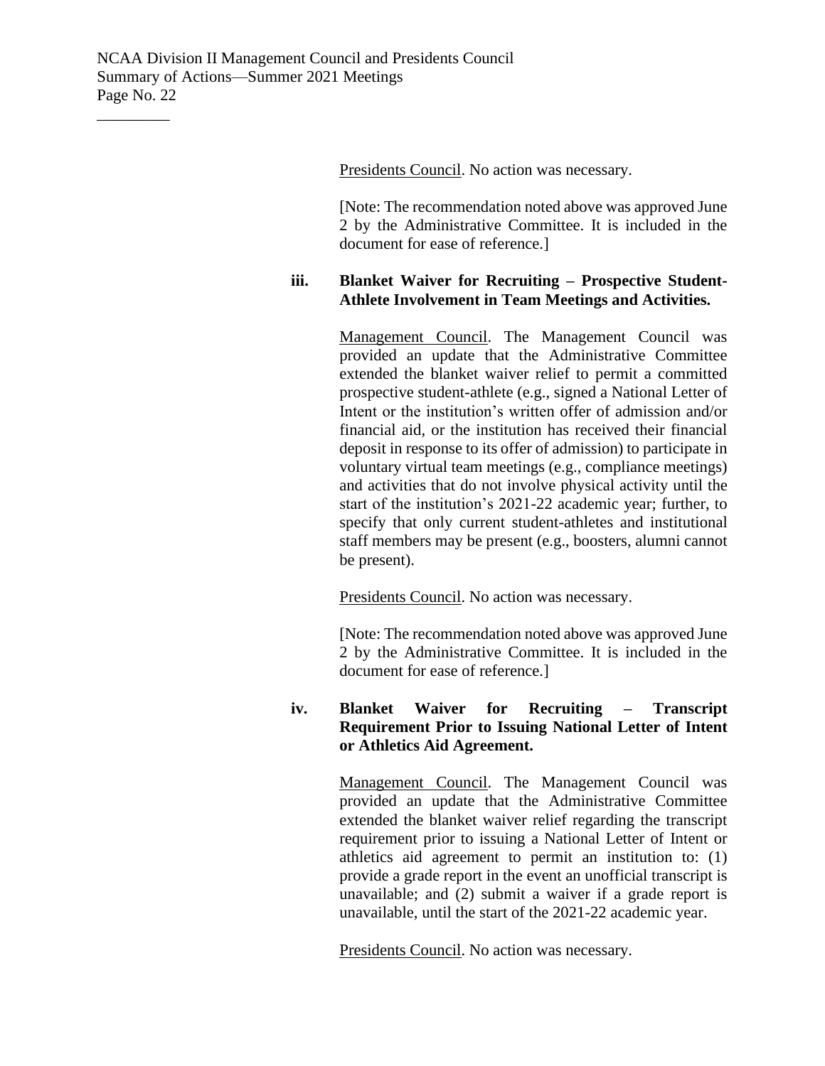Presidents Council. No action was necessary.

[Note: The recommendation noted above was approved June 2 by the Administrative Committee. It is included in the document for ease of reference.]

**iii. Blanket Waiver for Recruiting – Prospective Student-Athlete Involvement in Team Meetings and Activities.**

Management Council. The Management Council was provided an update that the Administrative Committee extended the blanket waiver relief to permit a committed prospective student-athlete (e.g., signed a National Letter of Intent or the institution's written offer of admission and/or financial aid, or the institution has received their financial deposit in response to its offer of admission) to participate in voluntary virtual team meetings (e.g., compliance meetings) and activities that do not involve physical activity until the start of the institution's 2021-22 academic year; further, to specify that only current student-athletes and institutional staff members may be present (e.g., boosters, alumni cannot be present).

Presidents Council. No action was necessary.

[Note: The recommendation noted above was approved June 2 by the Administrative Committee. It is included in the document for ease of reference.]

**iv. Blanket Waiver for Recruiting – Transcript Requirement Prior to Issuing National Letter of Intent or Athletics Aid Agreement.**

Management Council. The Management Council was provided an update that the Administrative Committee extended the blanket waiver relief regarding the transcript requirement prior to issuing a National Letter of Intent or athletics aid agreement to permit an institution to: (1) provide a grade report in the event an unofficial transcript is unavailable; and (2) submit a waiver if a grade report is unavailable, until the start of the 2021-22 academic year.

Presidents Council. No action was necessary.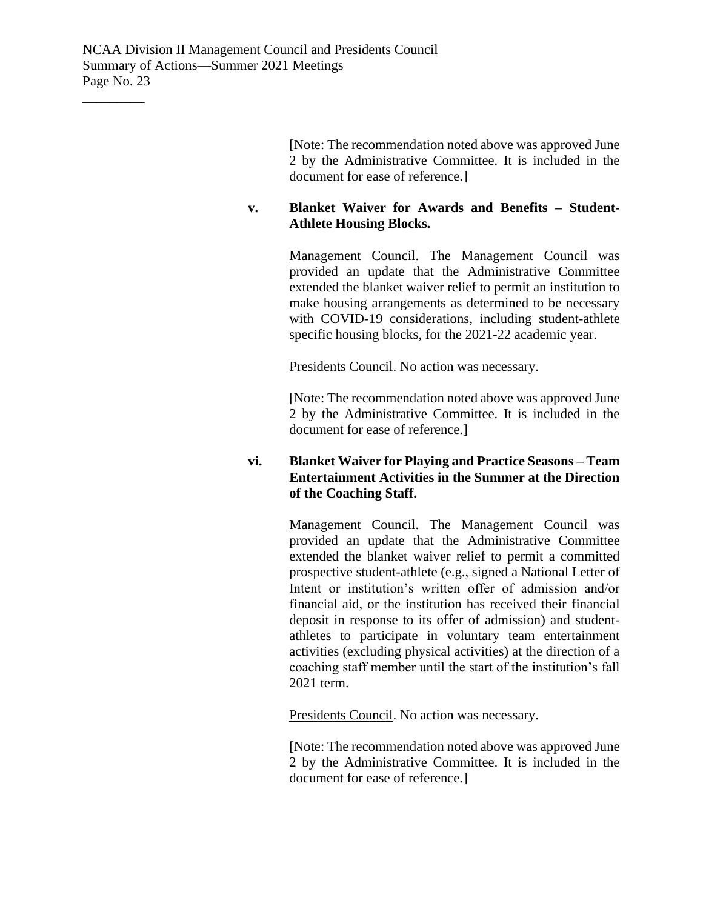[Note: The recommendation noted above was approved June 2 by the Administrative Committee. It is included in the document for ease of reference.]

**v. Blanket Waiver for Awards and Benefits – Student-Athlete Housing Blocks.**

Management Council. The Management Council was provided an update that the Administrative Committee extended the blanket waiver relief to permit an institution to make housing arrangements as determined to be necessary with COVID-19 considerations, including student-athlete specific housing blocks, for the 2021-22 academic year.

Presidents Council. No action was necessary.

[Note: The recommendation noted above was approved June 2 by the Administrative Committee. It is included in the document for ease of reference.]

**vi. Blanket Waiver for Playing and Practice Seasons – Team Entertainment Activities in the Summer at the Direction of the Coaching Staff.**

Management Council. The Management Council was provided an update that the Administrative Committee extended the blanket waiver relief to permit a committed prospective student-athlete (e.g., signed a National Letter of Intent or institution's written offer of admission and/or financial aid, or the institution has received their financial deposit in response to its offer of admission) and student-athletes to participate in voluntary team entertainment activities (excluding physical activities) at the direction of a coaching staff member until the start of the institution's fall 2021 term.

Presidents Council. No action was necessary.

[Note: The recommendation noted above was approved June 2 by the Administrative Committee. It is included in the document for ease of reference.]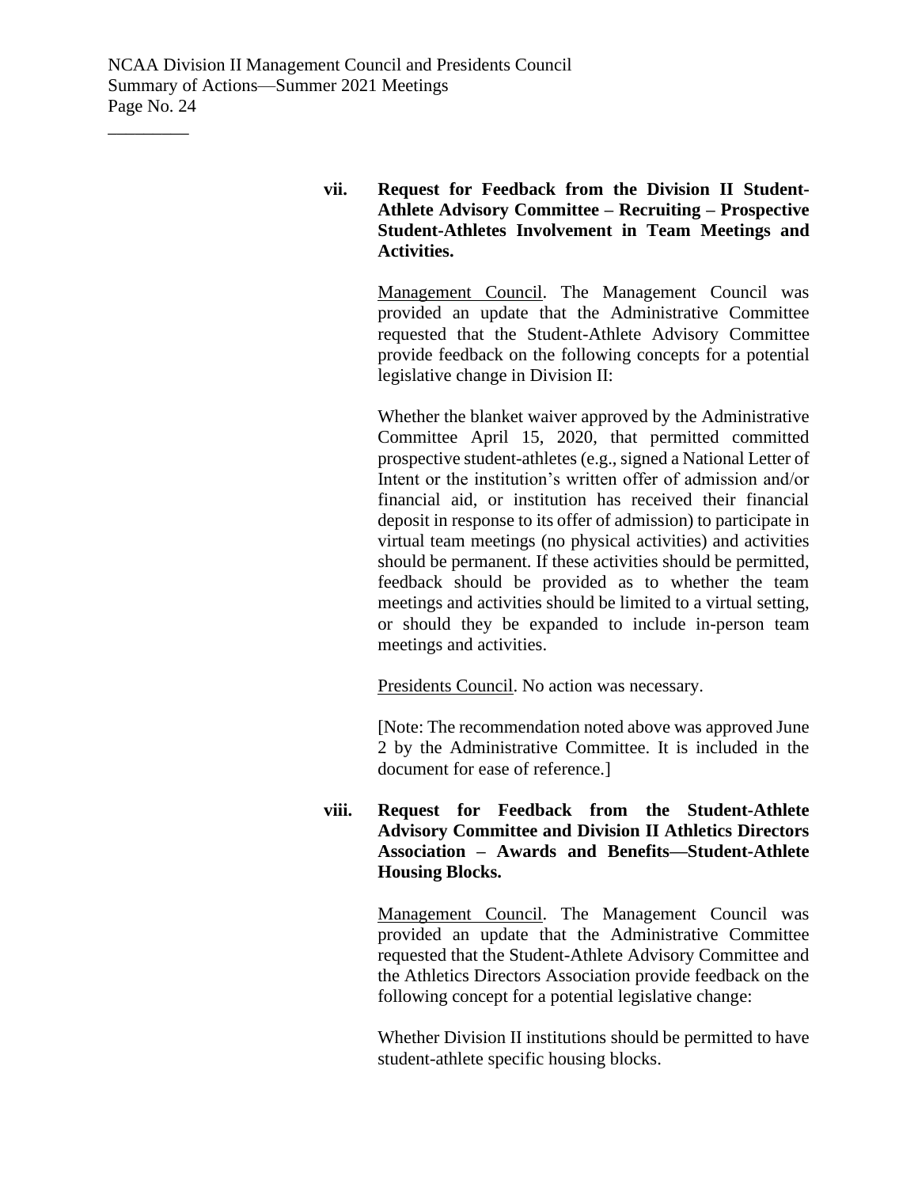**vii. Request for Feedback from the Division II Student-Athlete Advisory Committee – Recruiting – Prospective Student-Athletes Involvement in Team Meetings and Activities.**

Management Council. The Management Council was provided an update that the Administrative Committee requested that the Student-Athlete Advisory Committee provide feedback on the following concepts for a potential legislative change in Division II:

Whether the blanket waiver approved by the Administrative Committee April 15, 2020, that permitted committed prospective student-athletes (e.g., signed a National Letter of Intent or the institution's written offer of admission and/or financial aid, or institution has received their financial deposit in response to its offer of admission) to participate in virtual team meetings (no physical activities) and activities should be permanent. If these activities should be permitted, feedback should be provided as to whether the team meetings and activities should be limited to a virtual setting, or should they be expanded to include in-person team meetings and activities.

Presidents Council. No action was necessary.

[Note: The recommendation noted above was approved June 2 by the Administrative Committee. It is included in the document for ease of reference.]

**viii. Request for Feedback from the Student-Athlete Advisory Committee and Division II Athletics Directors Association – Awards and Benefits—Student-Athlete Housing Blocks.**

Management Council. The Management Council was provided an update that the Administrative Committee requested that the Student-Athlete Advisory Committee and the Athletics Directors Association provide feedback on the following concept for a potential legislative change:

Whether Division II institutions should be permitted to have student-athlete specific housing blocks.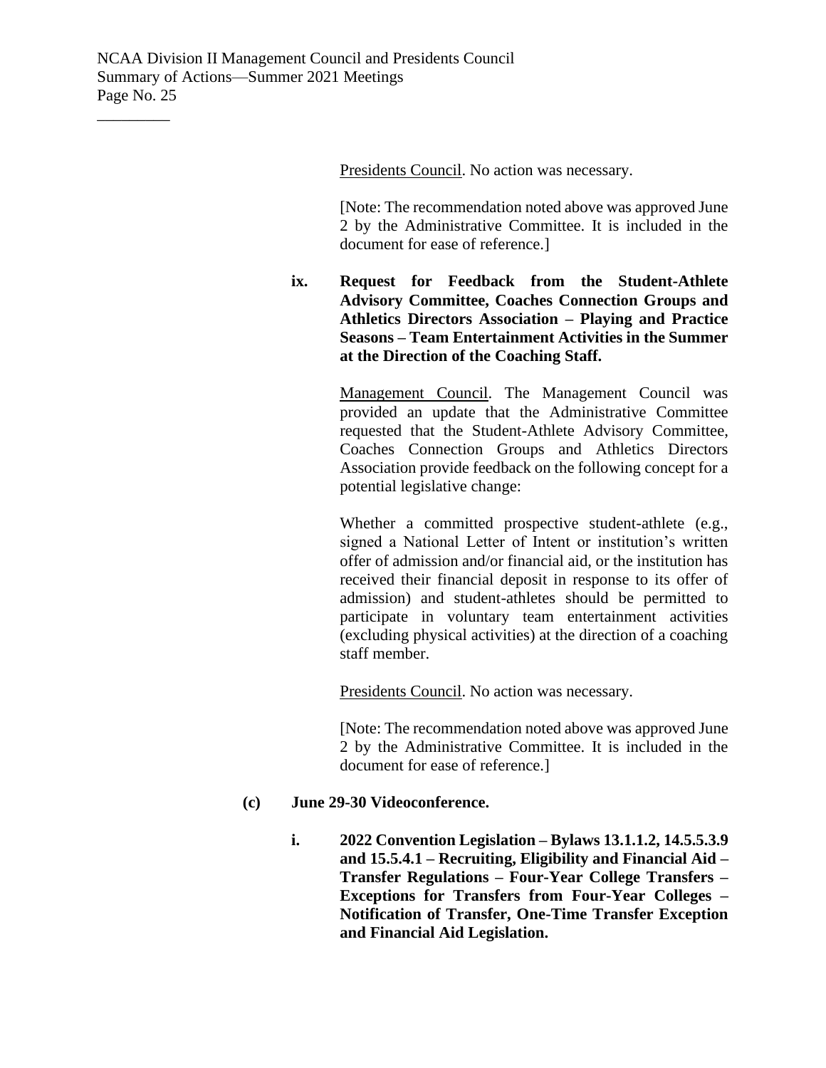Presidents Council. No action was necessary.

[Note: The recommendation noted above was approved June 2 by the Administrative Committee. It is included in the document for ease of reference.]

**ix. Request for Feedback from the Student-Athlete Advisory Committee, Coaches Connection Groups and Athletics Directors Association – Playing and Practice Seasons – Team Entertainment Activities in the Summer at the Direction of the Coaching Staff.**

Management Council. The Management Council was provided an update that the Administrative Committee requested that the Student-Athlete Advisory Committee, Coaches Connection Groups and Athletics Directors Association provide feedback on the following concept for a potential legislative change:

Whether a committed prospective student-athlete (e.g., signed a National Letter of Intent or institution's written offer of admission and/or financial aid, or the institution has received their financial deposit in response to its offer of admission) and student-athletes should be permitted to participate in voluntary team entertainment activities (excluding physical activities) at the direction of a coaching staff member.

Presidents Council. No action was necessary.

[Note: The recommendation noted above was approved June 2 by the Administrative Committee. It is included in the document for ease of reference.]

**(c) June 29-30 Videoconference.**

**i. 2022 Convention Legislation – Bylaws 13.1.1.2, 14.5.5.3.9 and 15.5.4.1 – Recruiting, Eligibility and Financial Aid – Transfer Regulations – Four-Year College Transfers – Exceptions for Transfers from Four-Year Colleges – Notification of Transfer, One-Time Transfer Exception and Financial Aid Legislation.**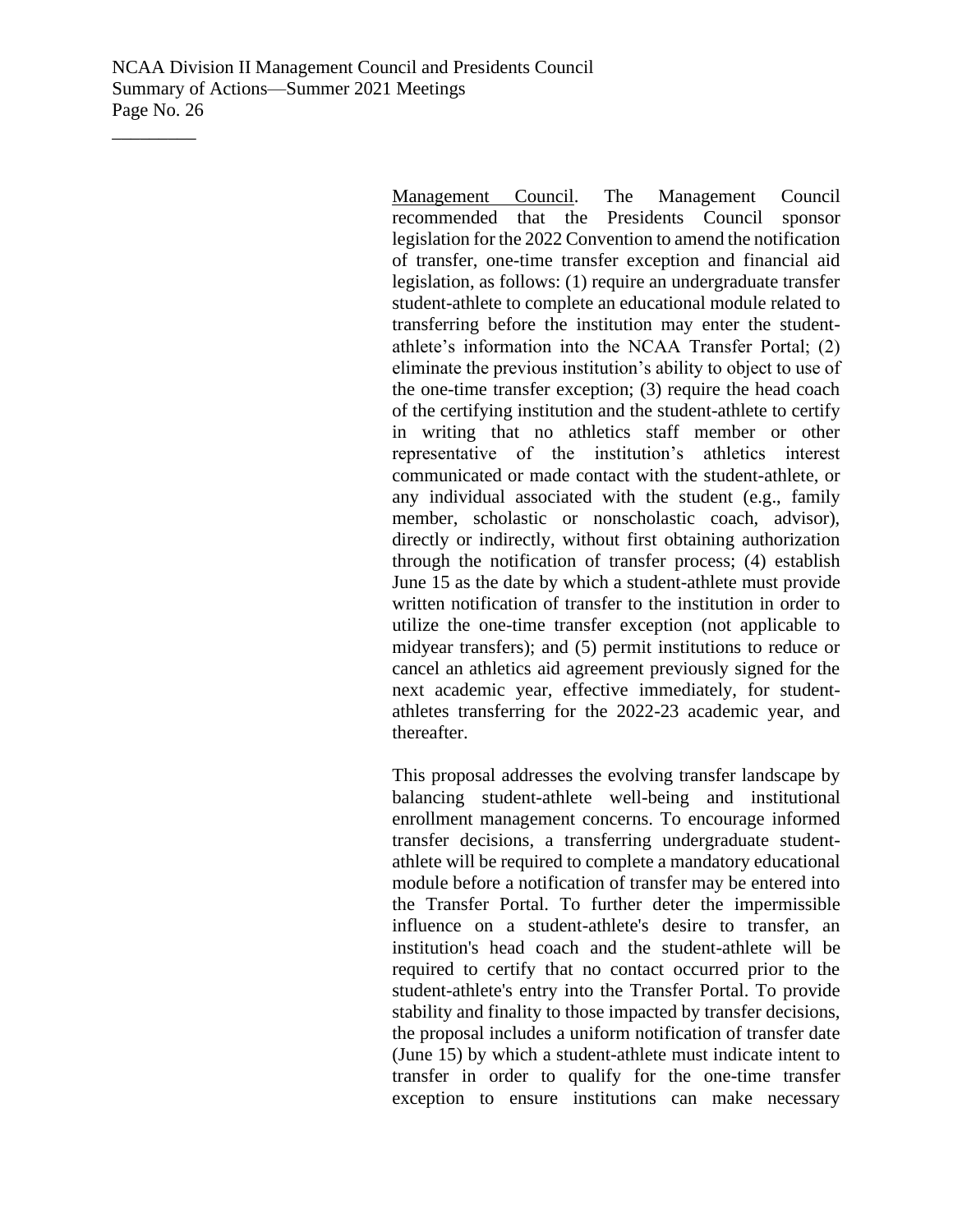Management Council. The Management Council recommended that the Presidents Council sponsor legislation for the 2022 Convention to amend the notification of transfer, one-time transfer exception and financial aid legislation, as follows: (1) require an undergraduate transfer student-athlete to complete an educational module related to transferring before the institution may enter the student-athlete's information into the NCAA Transfer Portal; (2) eliminate the previous institution's ability to object to use of the one-time transfer exception; (3) require the head coach of the certifying institution and the student-athlete to certify in writing that no athletics staff member or other representative of the institution's athletics interest communicated or made contact with the student-athlete, or any individual associated with the student (e.g., family member, scholastic or nonscholastic coach, advisor), directly or indirectly, without first obtaining authorization through the notification of transfer process; (4) establish June 15 as the date by which a student-athlete must provide written notification of transfer to the institution in order to utilize the one-time transfer exception (not applicable to midyear transfers); and (5) permit institutions to reduce or cancel an athletics aid agreement previously signed for the next academic year, effective immediately, for student-athletes transferring for the 2022-23 academic year, and thereafter.

This proposal addresses the evolving transfer landscape by balancing student-athlete well-being and institutional enrollment management concerns. To encourage informed transfer decisions, a transferring undergraduate student-athlete will be required to complete a mandatory educational module before a notification of transfer may be entered into the Transfer Portal. To further deter the impermissible influence on a student-athlete's desire to transfer, an institution's head coach and the student-athlete will be required to certify that no contact occurred prior to the student-athlete's entry into the Transfer Portal. To provide stability and finality to those impacted by transfer decisions, the proposal includes a uniform notification of transfer date (June 15) by which a student-athlete must indicate intent to transfer in order to qualify for the one-time transfer exception to ensure institutions can make necessary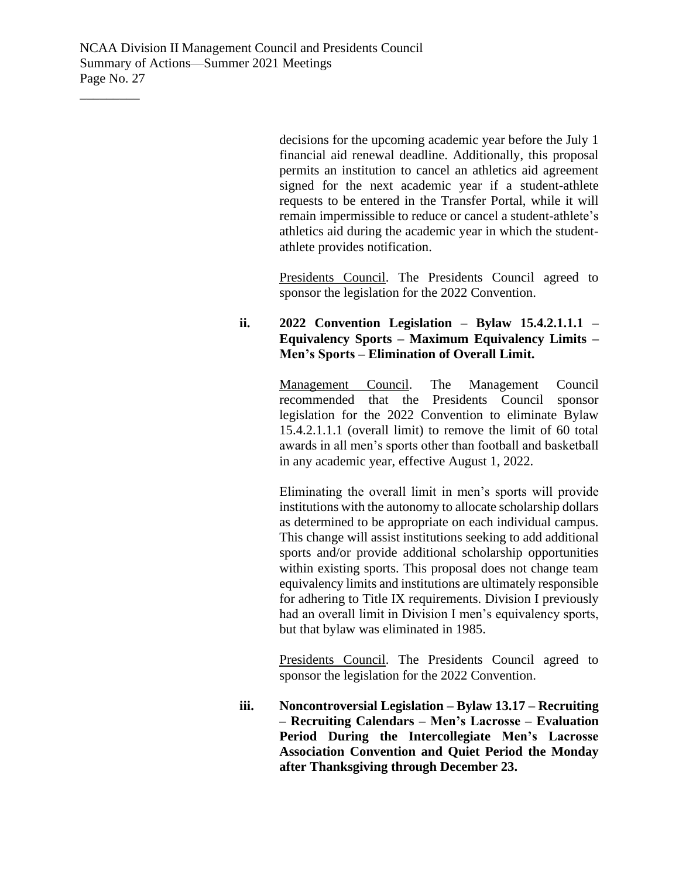decisions for the upcoming academic year before the July 1 financial aid renewal deadline. Additionally, this proposal permits an institution to cancel an athletics aid agreement signed for the next academic year if a student-athlete requests to be entered in the Transfer Portal, while it will remain impermissible to reduce or cancel a student-athlete's athletics aid during the academic year in which the student-athlete provides notification.

Presidents Council. The Presidents Council agreed to sponsor the legislation for the 2022 Convention.

**ii. 2022 Convention Legislation – Bylaw 15.4.2.1.1.1 – Equivalency Sports – Maximum Equivalency Limits – Men's Sports – Elimination of Overall Limit.**

Management Council. The Management Council recommended that the Presidents Council sponsor legislation for the 2022 Convention to eliminate Bylaw 15.4.2.1.1.1 (overall limit) to remove the limit of 60 total awards in all men's sports other than football and basketball in any academic year, effective August 1, 2022.

Eliminating the overall limit in men's sports will provide institutions with the autonomy to allocate scholarship dollars as determined to be appropriate on each individual campus. This change will assist institutions seeking to add additional sports and/or provide additional scholarship opportunities within existing sports. This proposal does not change team equivalency limits and institutions are ultimately responsible for adhering to Title IX requirements. Division I previously had an overall limit in Division I men's equivalency sports, but that bylaw was eliminated in 1985.

Presidents Council. The Presidents Council agreed to sponsor the legislation for the 2022 Convention.

**iii. Noncontroversial Legislation – Bylaw 13.17 – Recruiting – Recruiting Calendars – Men's Lacrosse – Evaluation Period During the Intercollegiate Men's Lacrosse Association Convention and Quiet Period the Monday after Thanksgiving through December 23.**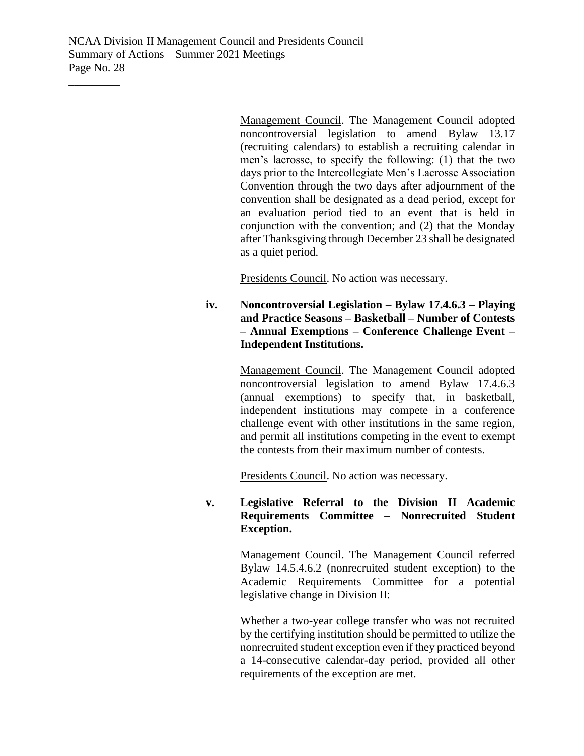Management Council. The Management Council adopted noncontroversial legislation to amend Bylaw 13.17 (recruiting calendars) to establish a recruiting calendar in men's lacrosse, to specify the following: (1) that the two days prior to the Intercollegiate Men's Lacrosse Association Convention through the two days after adjournment of the convention shall be designated as a dead period, except for an evaluation period tied to an event that is held in conjunction with the convention; and (2) that the Monday after Thanksgiving through December 23 shall be designated as a quiet period.

Presidents Council. No action was necessary.

**iv. Noncontroversial Legislation – Bylaw 17.4.6.3 – Playing and Practice Seasons – Basketball – Number of Contests – Annual Exemptions – Conference Challenge Event – Independent Institutions.**

Management Council. The Management Council adopted noncontroversial legislation to amend Bylaw 17.4.6.3 (annual exemptions) to specify that, in basketball, independent institutions may compete in a conference challenge event with other institutions in the same region, and permit all institutions competing in the event to exempt the contests from their maximum number of contests.

Presidents Council. No action was necessary.

**v. Legislative Referral to the Division II Academic Requirements Committee – Nonrecruited Student Exception.**

Management Council. The Management Council referred Bylaw 14.5.4.6.2 (nonrecruited student exception) to the Academic Requirements Committee for a potential legislative change in Division II:

Whether a two-year college transfer who was not recruited by the certifying institution should be permitted to utilize the nonrecruited student exception even if they practiced beyond a 14-consecutive calendar-day period, provided all other requirements of the exception are met.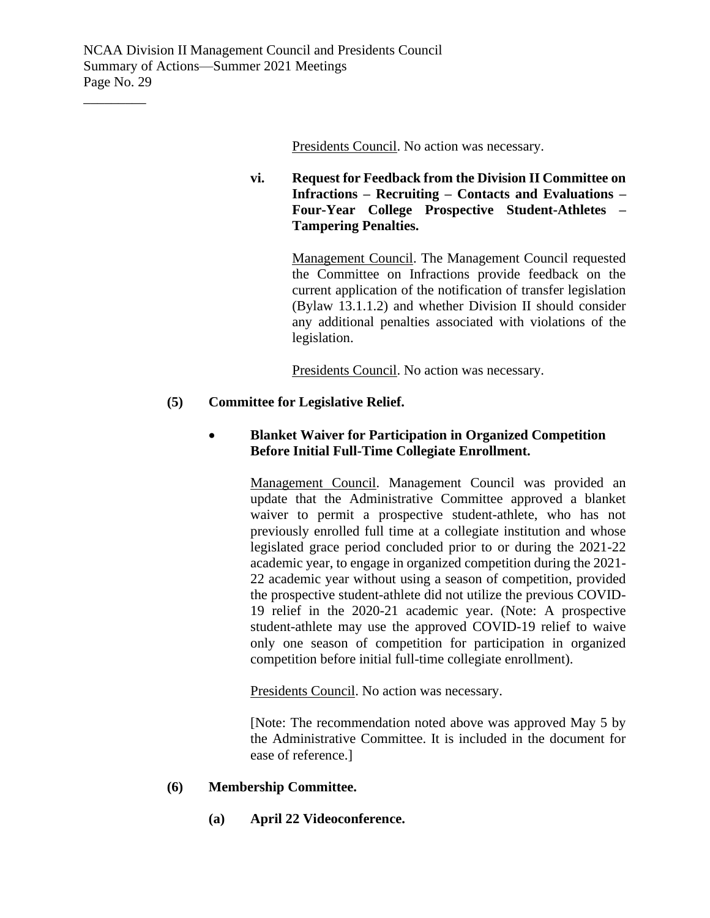Presidents Council. No action was necessary.

**vi. Request for Feedback from the Division II Committee on Infractions – Recruiting – Contacts and Evaluations – Four-Year College Prospective Student-Athletes – Tampering Penalties.**

Management Council. The Management Council requested the Committee on Infractions provide feedback on the current application of the notification of transfer legislation (Bylaw 13.1.1.2) and whether Division II should consider any additional penalties associated with violations of the legislation.

Presidents Council. No action was necessary.

**(5) Committee for Legislative Relief.**

- **Blanket Waiver for Participation in Organized Competition Before Initial Full-Time Collegiate Enrollment.**

  Management Council. Management Council was provided an update that the Administrative Committee approved a blanket waiver to permit a prospective student-athlete, who has not previously enrolled full time at a collegiate institution and whose legislated grace period concluded prior to or during the 2021-22 academic year, to engage in organized competition during the 2021-22 academic year without using a season of competition, provided the prospective student-athlete did not utilize the previous COVID-19 relief in the 2020-21 academic year. (Note: A prospective student-athlete may use the approved COVID-19 relief to waive only one season of competition for participation in organized competition before initial full-time collegiate enrollment).

  Presidents Council. No action was necessary.

  [Note: The recommendation noted above was approved May 5 by the Administrative Committee. It is included in the document for ease of reference.]

**(6) Membership Committee.**

**(a) April 22 Videoconference.**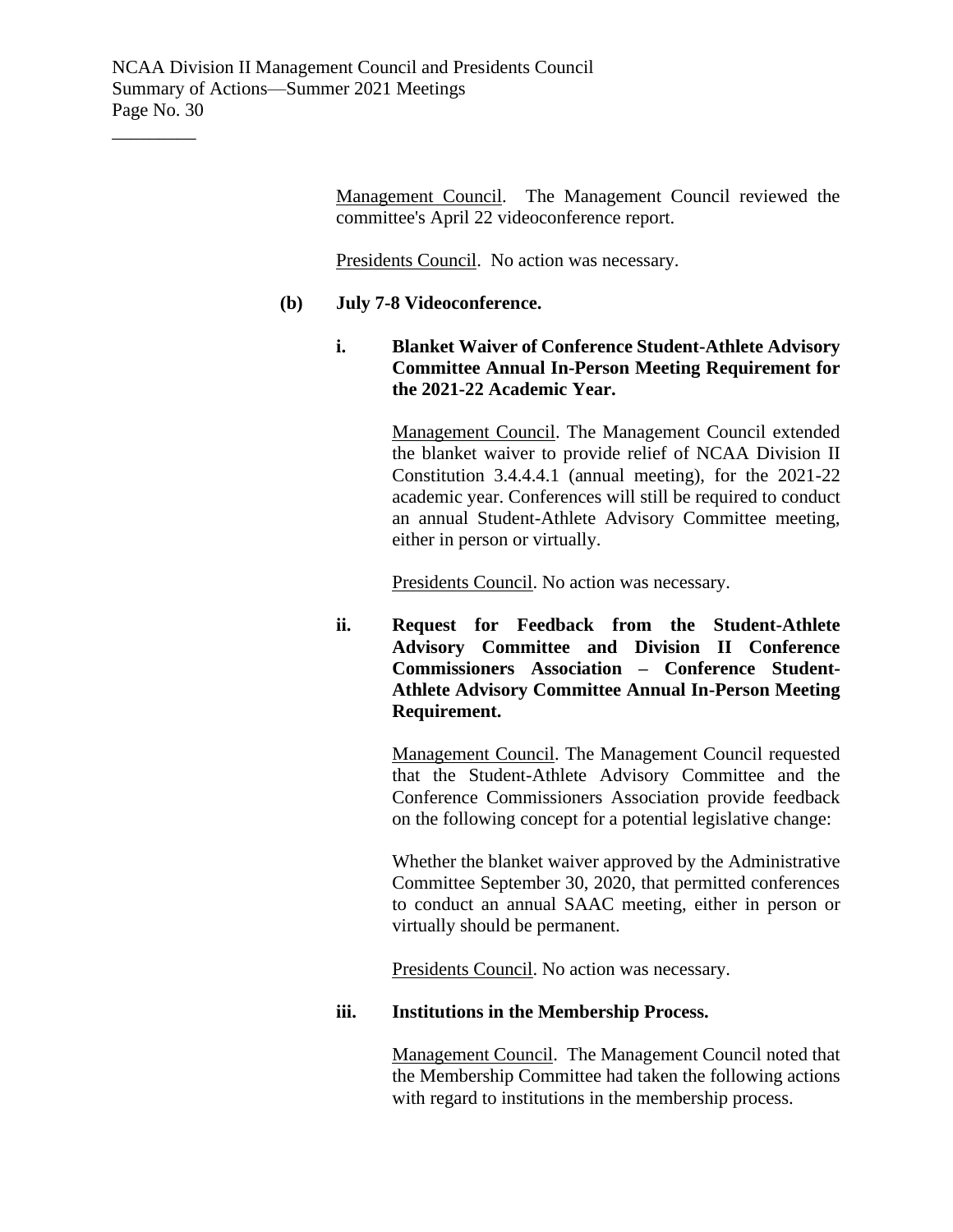<u>Management Council</u>. The Management Council reviewed the committee's April 22 videoconference report.

<u>Presidents Council</u>. No action was necessary.

**(b) July 7-8 Videoconference.**

**i. Blanket Waiver of Conference Student-Athlete Advisory Committee Annual In-Person Meeting Requirement for the 2021-22 Academic Year.**

<u>Management Council</u>. The Management Council extended the blanket waiver to provide relief of NCAA Division II Constitution 3.4.4.4.1 (annual meeting), for the 2021-22 academic year. Conferences will still be required to conduct an annual Student-Athlete Advisory Committee meeting, either in person or virtually.

<u>Presidents Council</u>. No action was necessary.

**ii. Request for Feedback from the Student-Athlete Advisory Committee and Division II Conference Commissioners Association – Conference Student-Athlete Advisory Committee Annual In-Person Meeting Requirement.**

<u>Management Council</u>. The Management Council requested that the Student-Athlete Advisory Committee and the Conference Commissioners Association provide feedback on the following concept for a potential legislative change:

Whether the blanket waiver approved by the Administrative Committee September 30, 2020, that permitted conferences to conduct an annual SAAC meeting, either in person or virtually should be permanent.

<u>Presidents Council</u>. No action was necessary.

**iii. Institutions in the Membership Process.**

<u>Management Council</u>. The Management Council noted that the Membership Committee had taken the following actions with regard to institutions in the membership process.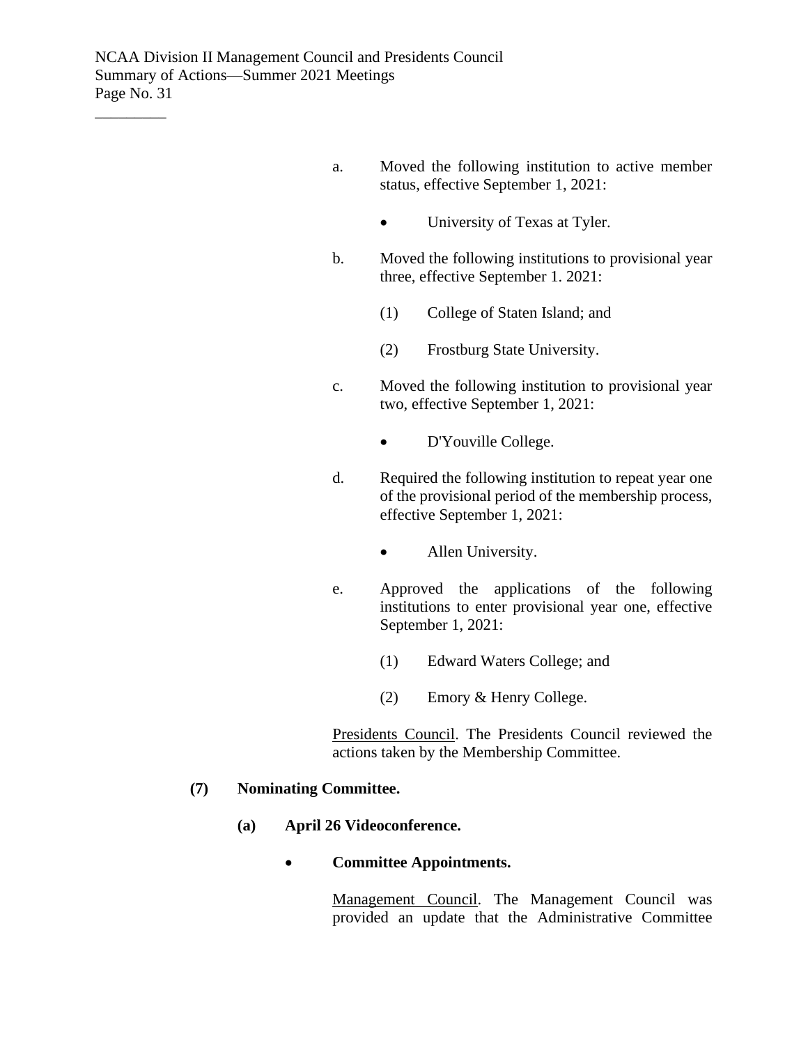a. Moved the following institution to active member status, effective September 1, 2021:

- University of Texas at Tyler.

b. Moved the following institutions to provisional year three, effective September 1. 2021:

(1) College of Staten Island; and

(2) Frostburg State University.

c. Moved the following institution to provisional year two, effective September 1, 2021:

- D'Youville College.

d. Required the following institution to repeat year one of the provisional period of the membership process, effective September 1, 2021:

- Allen University.

e. Approved the applications of the following institutions to enter provisional year one, effective September 1, 2021:

(1) Edward Waters College; and

(2) Emory & Henry College.

Presidents Council. The Presidents Council reviewed the actions taken by the Membership Committee.

**(7) Nominating Committee.**

**(a) April 26 Videoconference.**

- **Committee Appointments.**

Management Council. The Management Council was provided an update that the Administrative Committee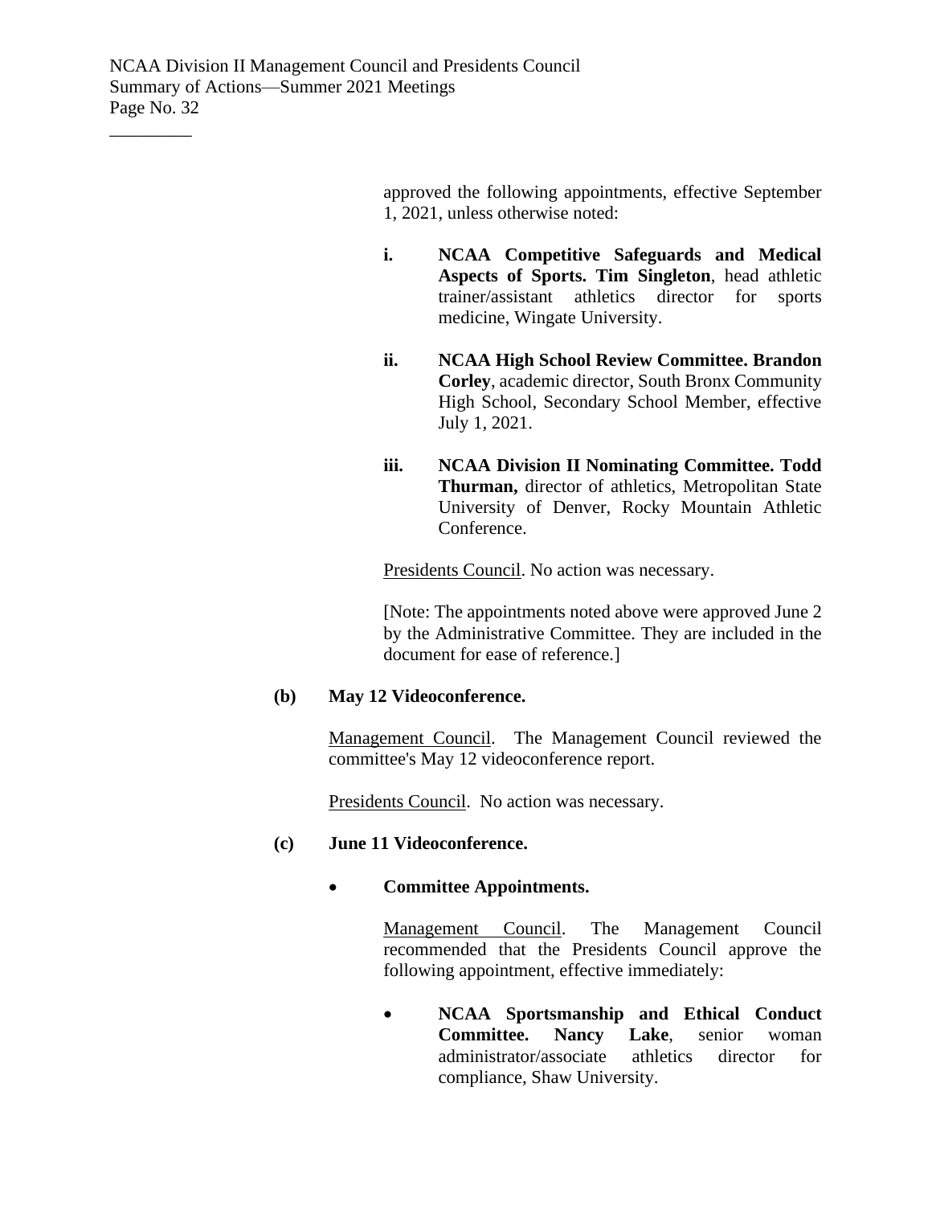approved the following appointments, effective September 1, 2021, unless otherwise noted:

i. **NCAA Competitive Safeguards and Medical Aspects of Sports. Tim Singleton**, head athletic trainer/assistant athletics director for sports medicine, Wingate University.

ii. **NCAA High School Review Committee. Brandon Corley**, academic director, South Bronx Community High School, Secondary School Member, effective July 1, 2021.

iii. **NCAA Division II Nominating Committee. Todd Thurman,** director of athletics, Metropolitan State University of Denver, Rocky Mountain Athletic Conference.

Presidents Council. No action was necessary.

[Note: The appointments noted above were approved June 2 by the Administrative Committee. They are included in the document for ease of reference.]

**(b) May 12 Videoconference.**

Management Council. The Management Council reviewed the committee's May 12 videoconference report.

Presidents Council. No action was necessary.

**(c) June 11 Videoconference.**

- **Committee Appointments.**

  Management Council. The Management Council recommended that the Presidents Council approve the following appointment, effective immediately:

  - **NCAA Sportsmanship and Ethical Conduct Committee. Nancy Lake**, senior woman administrator/associate athletics director for compliance, Shaw University.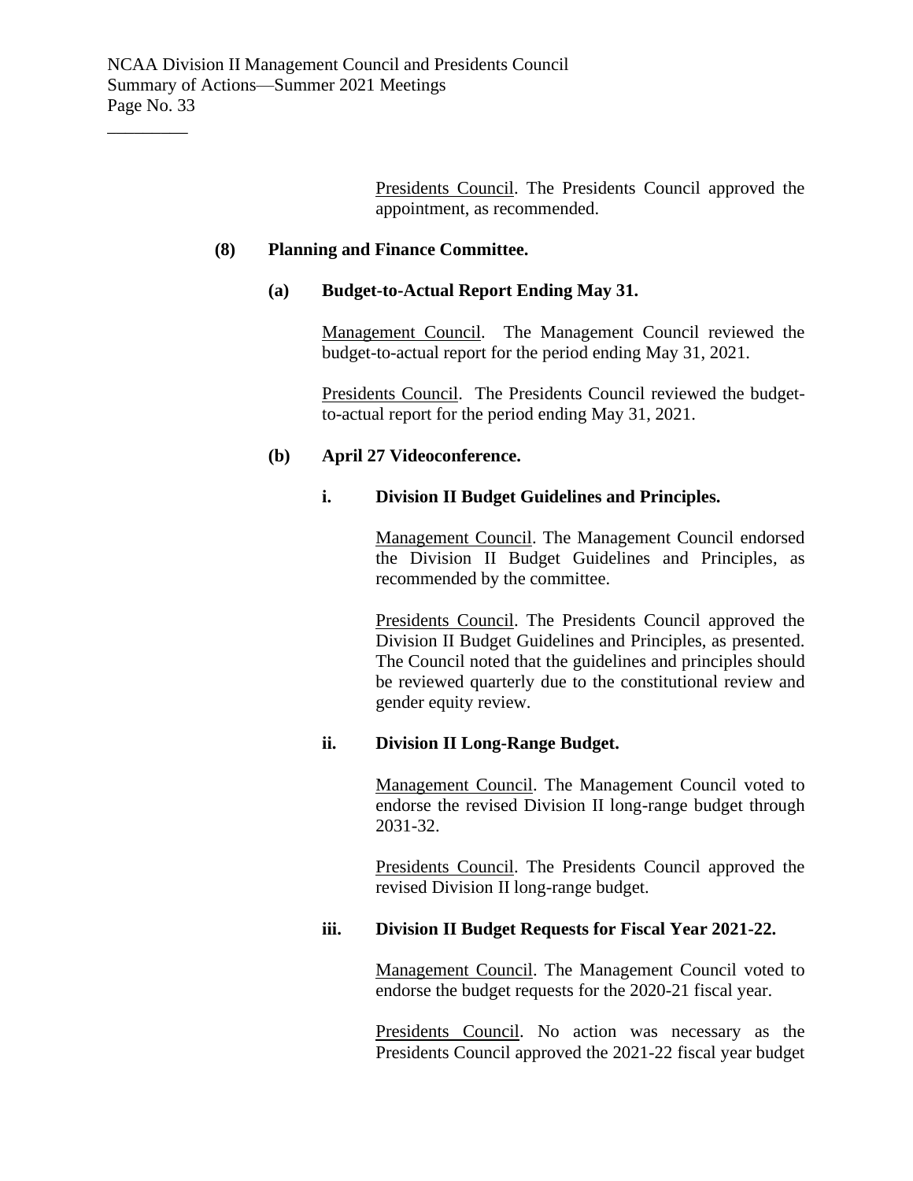Presidents Council. The Presidents Council approved the appointment, as recommended.

**(8) Planning and Finance Committee.**

**(a) Budget-to-Actual Report Ending May 31.**

Management Council. The Management Council reviewed the budget-to-actual report for the period ending May 31, 2021.

Presidents Council. The Presidents Council reviewed the budget-to-actual report for the period ending May 31, 2021.

**(b) April 27 Videoconference.**

**i. Division II Budget Guidelines and Principles.**

Management Council. The Management Council endorsed the Division II Budget Guidelines and Principles, as recommended by the committee.

Presidents Council. The Presidents Council approved the Division II Budget Guidelines and Principles, as presented. The Council noted that the guidelines and principles should be reviewed quarterly due to the constitutional review and gender equity review.

**ii. Division II Long-Range Budget.**

Management Council. The Management Council voted to endorse the revised Division II long-range budget through 2031-32.

Presidents Council. The Presidents Council approved the revised Division II long-range budget.

**iii. Division II Budget Requests for Fiscal Year 2021-22.**

Management Council. The Management Council voted to endorse the budget requests for the 2020-21 fiscal year.

Presidents Council. No action was necessary as the Presidents Council approved the 2021-22 fiscal year budget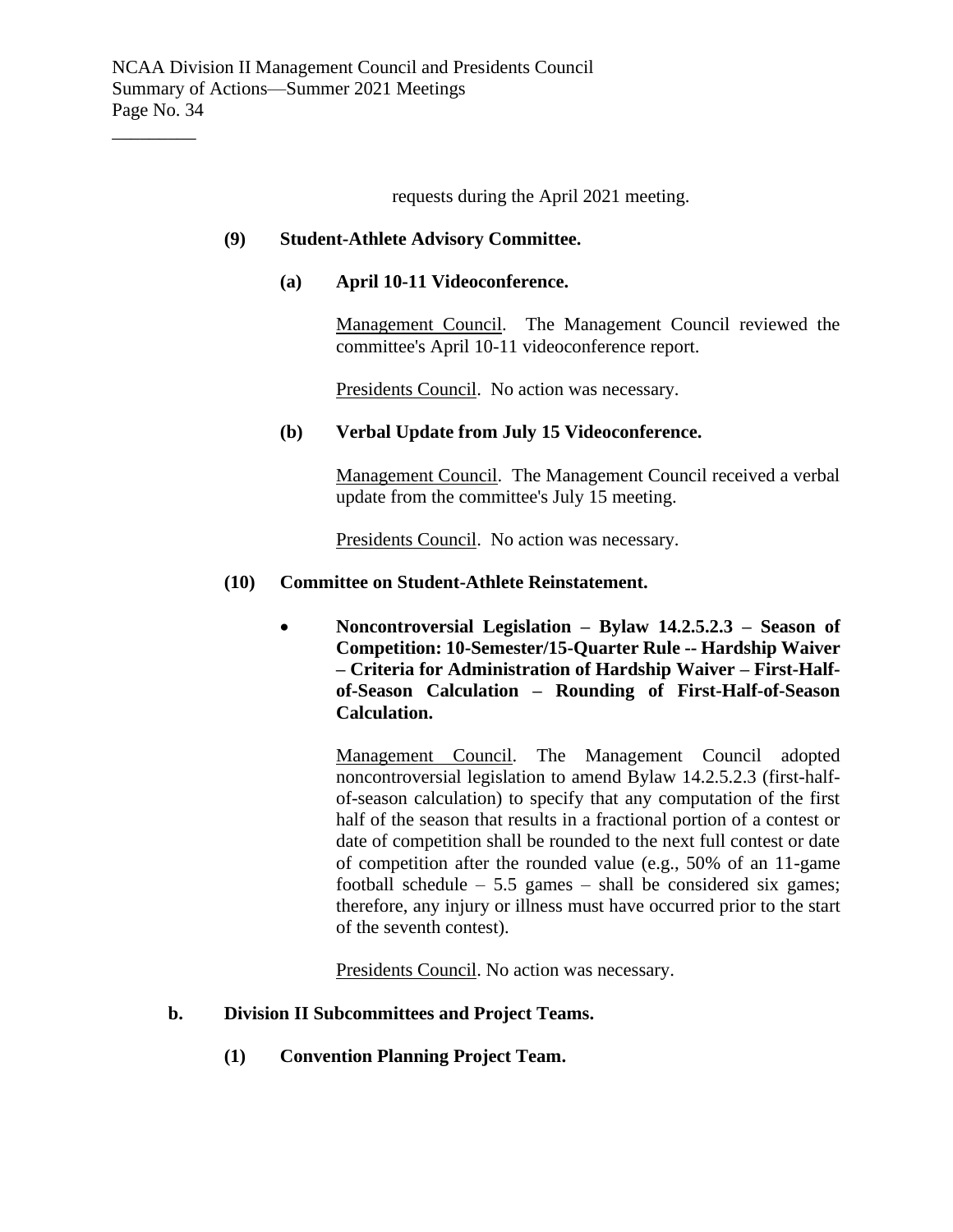requests during the April 2021 meeting.

**(9) Student-Athlete Advisory Committee.**

**(a) April 10-11 Videoconference.**

Management Council. The Management Council reviewed the committee's April 10-11 videoconference report.

Presidents Council. No action was necessary.

**(b) Verbal Update from July 15 Videoconference.**

Management Council. The Management Council received a verbal update from the committee's July 15 meeting.

Presidents Council. No action was necessary.

**(10) Committee on Student-Athlete Reinstatement.**

- **Noncontroversial Legislation – Bylaw 14.2.5.2.3 – Season of Competition: 10-Semester/15-Quarter Rule -- Hardship Waiver – Criteria for Administration of Hardship Waiver – First-Half-of-Season Calculation – Rounding of First-Half-of-Season Calculation.**

  Management Council. The Management Council adopted noncontroversial legislation to amend Bylaw 14.2.5.2.3 (first-half-of-season calculation) to specify that any computation of the first half of the season that results in a fractional portion of a contest or date of competition shall be rounded to the next full contest or date of competition after the rounded value (e.g., 50% of an 11-game football schedule – 5.5 games – shall be considered six games; therefore, any injury or illness must have occurred prior to the start of the seventh contest).

  Presidents Council. No action was necessary.

**b. Division II Subcommittees and Project Teams.**

**(1) Convention Planning Project Team.**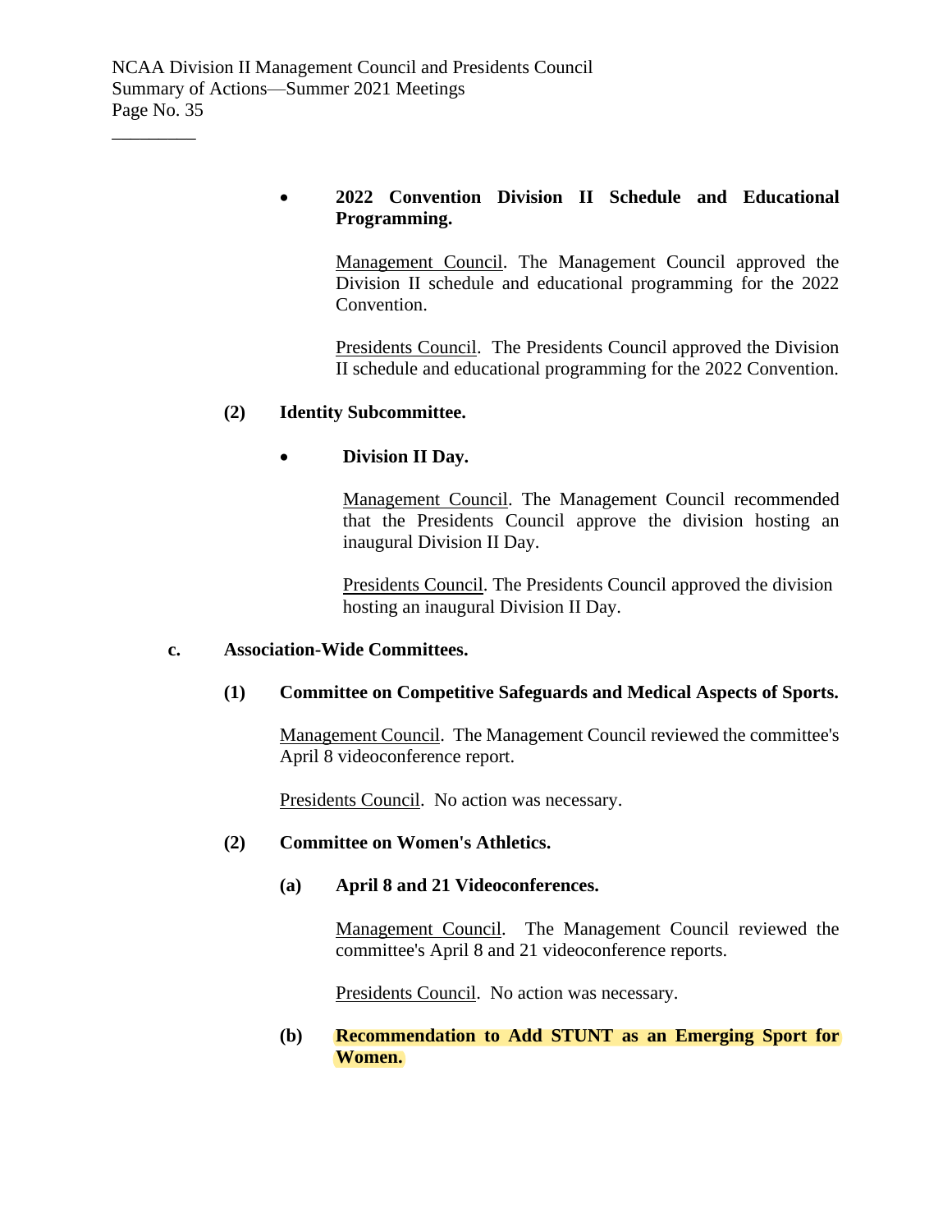- **2022 Convention Division II Schedule and Educational Programming.**

  Management Council. The Management Council approved the Division II schedule and educational programming for the 2022 Convention.

  Presidents Council. The Presidents Council approved the Division II schedule and educational programming for the 2022 Convention.

**(2) Identity Subcommittee.**

- **Division II Day.**

  Management Council. The Management Council recommended that the Presidents Council approve the division hosting an inaugural Division II Day.

  Presidents Council. The Presidents Council approved the division hosting an inaugural Division II Day.

**c. Association-Wide Committees.**

**(1) Committee on Competitive Safeguards and Medical Aspects of Sports.**

Management Council. The Management Council reviewed the committee's April 8 videoconference report.

Presidents Council. No action was necessary.

**(2) Committee on Women's Athletics.**

**(a) April 8 and 21 Videoconferences.**

Management Council. The Management Council reviewed the committee's April 8 and 21 videoconference reports.

Presidents Council. No action was necessary.

**(b) Recommendation to Add STUNT as an Emerging Sport for Women.**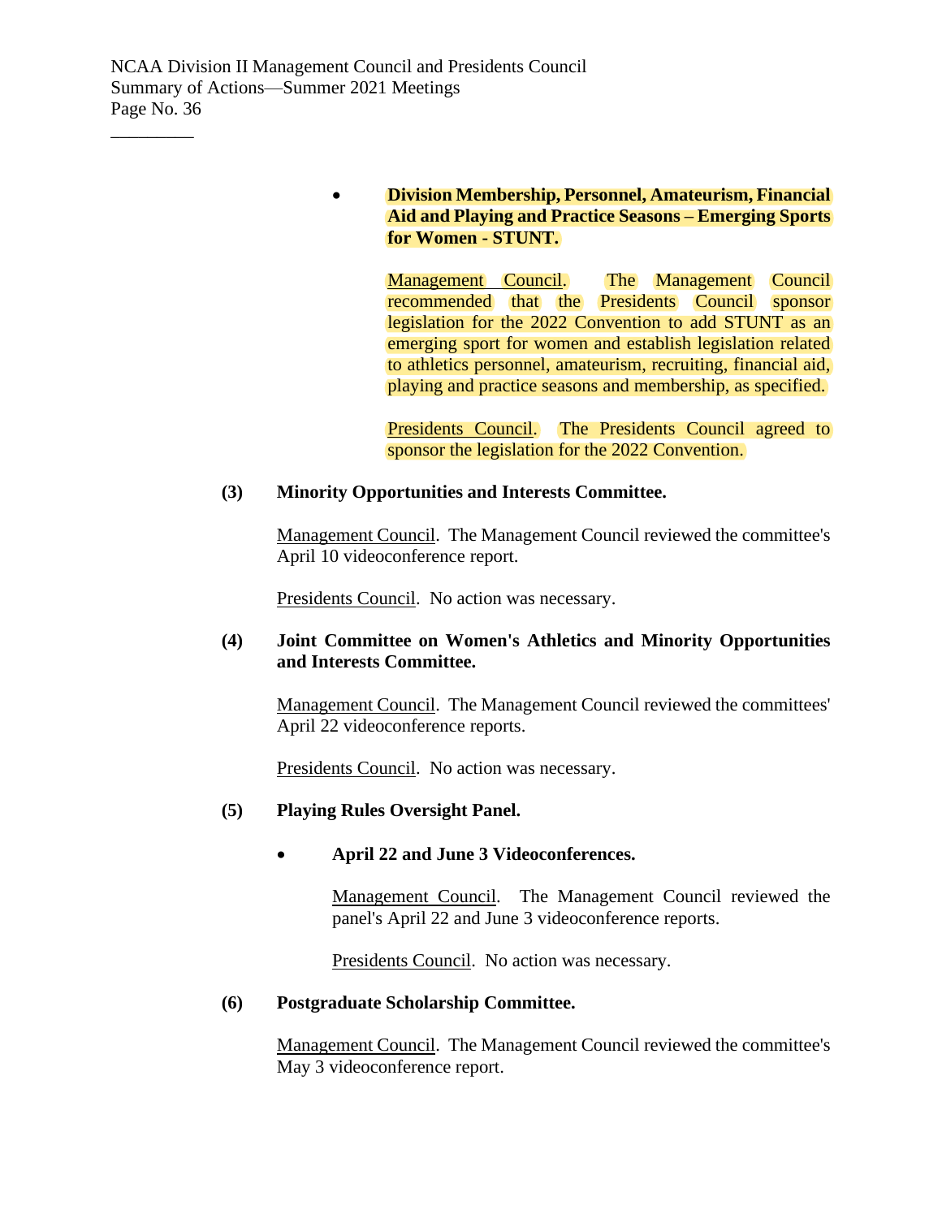- **Division Membership, Personnel, Amateurism, Financial Aid and Playing and Practice Seasons – Emerging Sports for Women - STUNT.**

  Management Council. The Management Council recommended that the Presidents Council sponsor legislation for the 2022 Convention to add STUNT as an emerging sport for women and establish legislation related to athletics personnel, amateurism, recruiting, financial aid, playing and practice seasons and membership, as specified.

  Presidents Council. The Presidents Council agreed to sponsor the legislation for the 2022 Convention.

**(3) Minority Opportunities and Interests Committee.**

Management Council. The Management Council reviewed the committee's April 10 videoconference report.

Presidents Council. No action was necessary.

**(4) Joint Committee on Women's Athletics and Minority Opportunities and Interests Committee.**

Management Council. The Management Council reviewed the committees' April 22 videoconference reports.

Presidents Council. No action was necessary.

**(5) Playing Rules Oversight Panel.**

- **April 22 and June 3 Videoconferences.**

  Management Council. The Management Council reviewed the panel's April 22 and June 3 videoconference reports.

  Presidents Council. No action was necessary.

**(6) Postgraduate Scholarship Committee.**

Management Council. The Management Council reviewed the committee's May 3 videoconference report.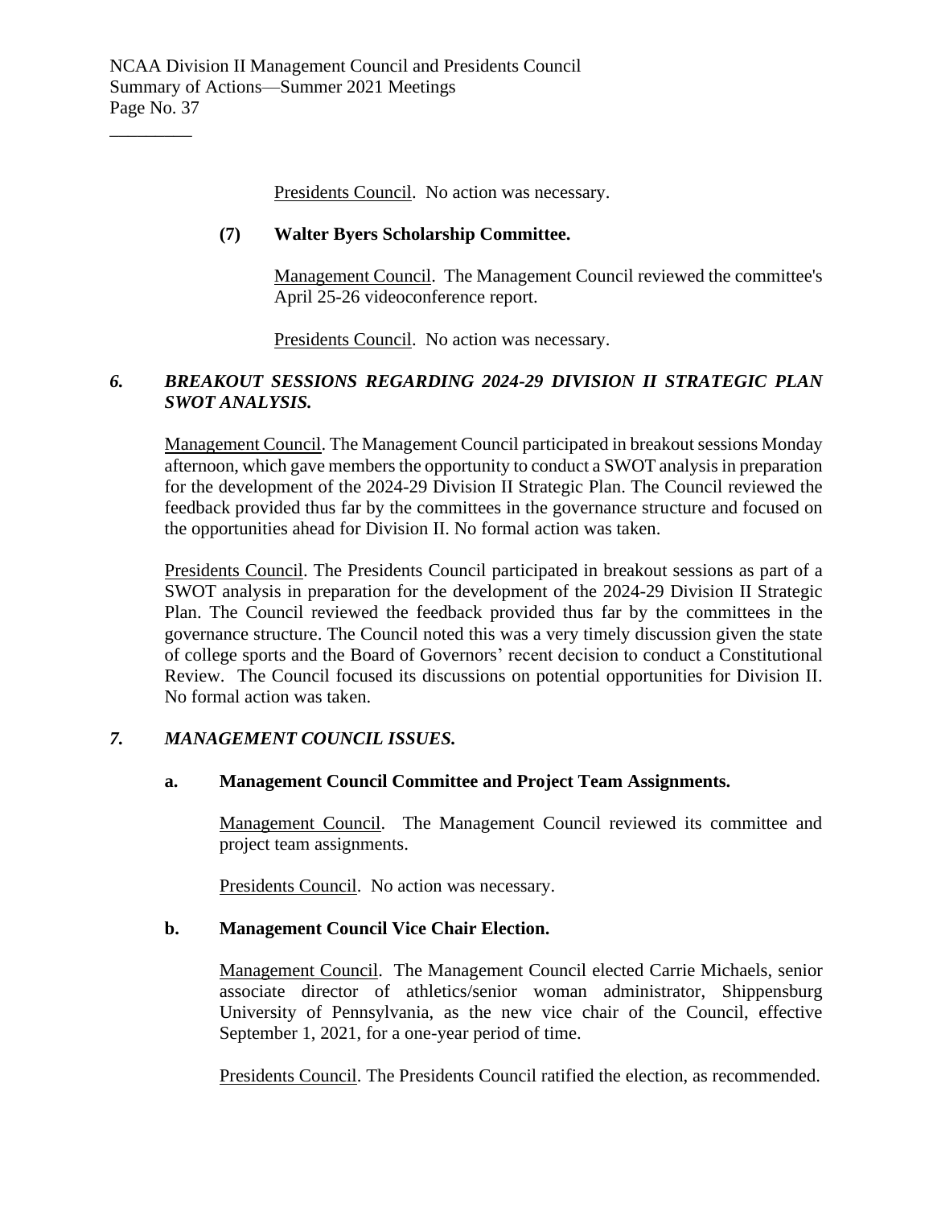<u>Presidents Council</u>. No action was necessary.

**(7) Walter Byers Scholarship Committee.**

<u>Management Council</u>. The Management Council reviewed the committee's April 25-26 videoconference report.

<u>Presidents Council</u>. No action was necessary.

### *6. BREAKOUT SESSIONS REGARDING 2024-29 DIVISION II STRATEGIC PLAN SWOT ANALYSIS.*

<u>Management Council</u>. The Management Council participated in breakout sessions Monday afternoon, which gave members the opportunity to conduct a SWOT analysis in preparation for the development of the 2024-29 Division II Strategic Plan. The Council reviewed the feedback provided thus far by the committees in the governance structure and focused on the opportunities ahead for Division II. No formal action was taken.

<u>Presidents Council</u>. The Presidents Council participated in breakout sessions as part of a SWOT analysis in preparation for the development of the 2024-29 Division II Strategic Plan. The Council reviewed the feedback provided thus far by the committees in the governance structure. The Council noted this was a very timely discussion given the state of college sports and the Board of Governors' recent decision to conduct a Constitutional Review. The Council focused its discussions on potential opportunities for Division II. No formal action was taken.

### *7. MANAGEMENT COUNCIL ISSUES.*

**a. Management Council Committee and Project Team Assignments.**

<u>Management Council</u>. The Management Council reviewed its committee and project team assignments.

<u>Presidents Council</u>. No action was necessary.

**b. Management Council Vice Chair Election.**

<u>Management Council</u>. The Management Council elected Carrie Michaels, senior associate director of athletics/senior woman administrator, Shippensburg University of Pennsylvania, as the new vice chair of the Council, effective September 1, 2021, for a one-year period of time.

<u>Presidents Council</u>. The Presidents Council ratified the election, as recommended.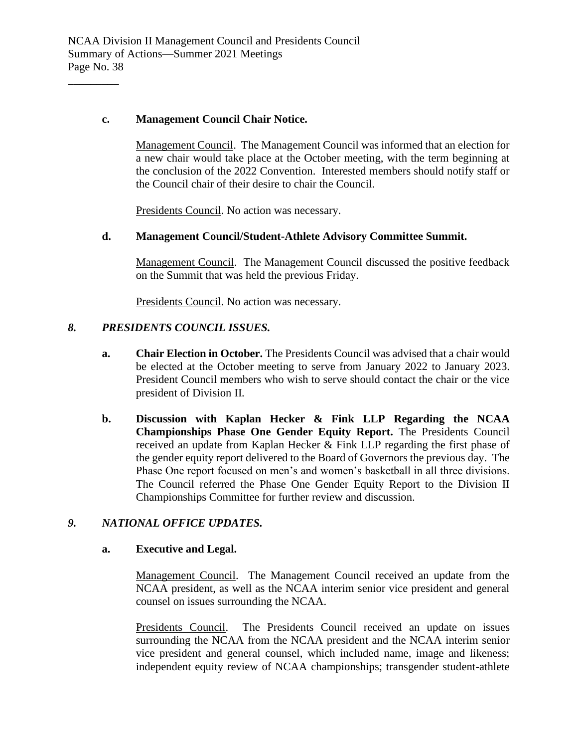**c. Management Council Chair Notice.**

Management Council. The Management Council was informed that an election for a new chair would take place at the October meeting, with the term beginning at the conclusion of the 2022 Convention. Interested members should notify staff or the Council chair of their desire to chair the Council.

Presidents Council. No action was necessary.

**d. Management Council/Student-Athlete Advisory Committee Summit.**

Management Council. The Management Council discussed the positive feedback on the Summit that was held the previous Friday.

Presidents Council. No action was necessary.

## *8. PRESIDENTS COUNCIL ISSUES.*

**a. Chair Election in October.** The Presidents Council was advised that a chair would be elected at the October meeting to serve from January 2022 to January 2023. President Council members who wish to serve should contact the chair or the vice president of Division II.

**b. Discussion with Kaplan Hecker & Fink LLP Regarding the NCAA Championships Phase One Gender Equity Report.** The Presidents Council received an update from Kaplan Hecker & Fink LLP regarding the first phase of the gender equity report delivered to the Board of Governors the previous day. The Phase One report focused on men's and women's basketball in all three divisions. The Council referred the Phase One Gender Equity Report to the Division II Championships Committee for further review and discussion.

## *9. NATIONAL OFFICE UPDATES.*

**a. Executive and Legal.**

Management Council. The Management Council received an update from the NCAA president, as well as the NCAA interim senior vice president and general counsel on issues surrounding the NCAA.

Presidents Council. The Presidents Council received an update on issues surrounding the NCAA from the NCAA president and the NCAA interim senior vice president and general counsel, which included name, image and likeness; independent equity review of NCAA championships; transgender student-athlete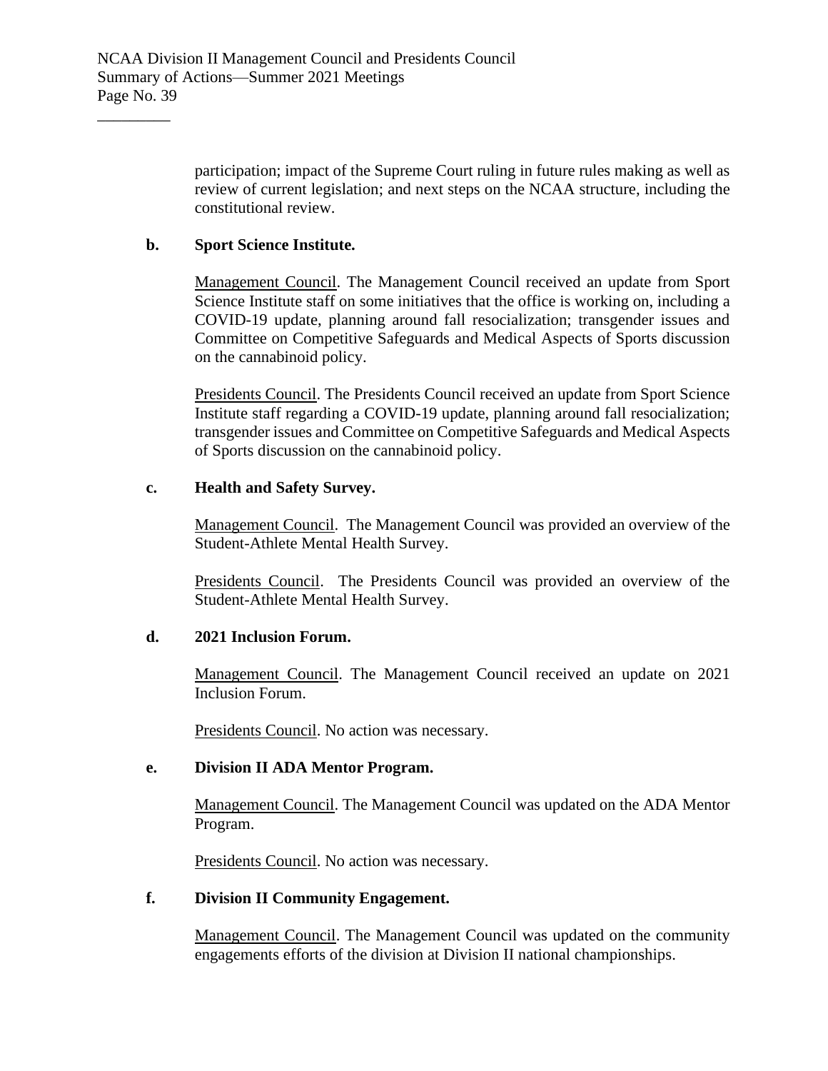participation; impact of the Supreme Court ruling in future rules making as well as review of current legislation; and next steps on the NCAA structure, including the constitutional review.

**b. Sport Science Institute.**

Management Council. The Management Council received an update from Sport Science Institute staff on some initiatives that the office is working on, including a COVID-19 update, planning around fall resocialization; transgender issues and Committee on Competitive Safeguards and Medical Aspects of Sports discussion on the cannabinoid policy.

Presidents Council. The Presidents Council received an update from Sport Science Institute staff regarding a COVID-19 update, planning around fall resocialization; transgender issues and Committee on Competitive Safeguards and Medical Aspects of Sports discussion on the cannabinoid policy.

**c. Health and Safety Survey.**

Management Council. The Management Council was provided an overview of the Student-Athlete Mental Health Survey.

Presidents Council. The Presidents Council was provided an overview of the Student-Athlete Mental Health Survey.

**d. 2021 Inclusion Forum.**

Management Council. The Management Council received an update on 2021 Inclusion Forum.

Presidents Council. No action was necessary.

**e. Division II ADA Mentor Program.**

Management Council. The Management Council was updated on the ADA Mentor Program.

Presidents Council. No action was necessary.

**f. Division II Community Engagement.**

Management Council. The Management Council was updated on the community engagements efforts of the division at Division II national championships.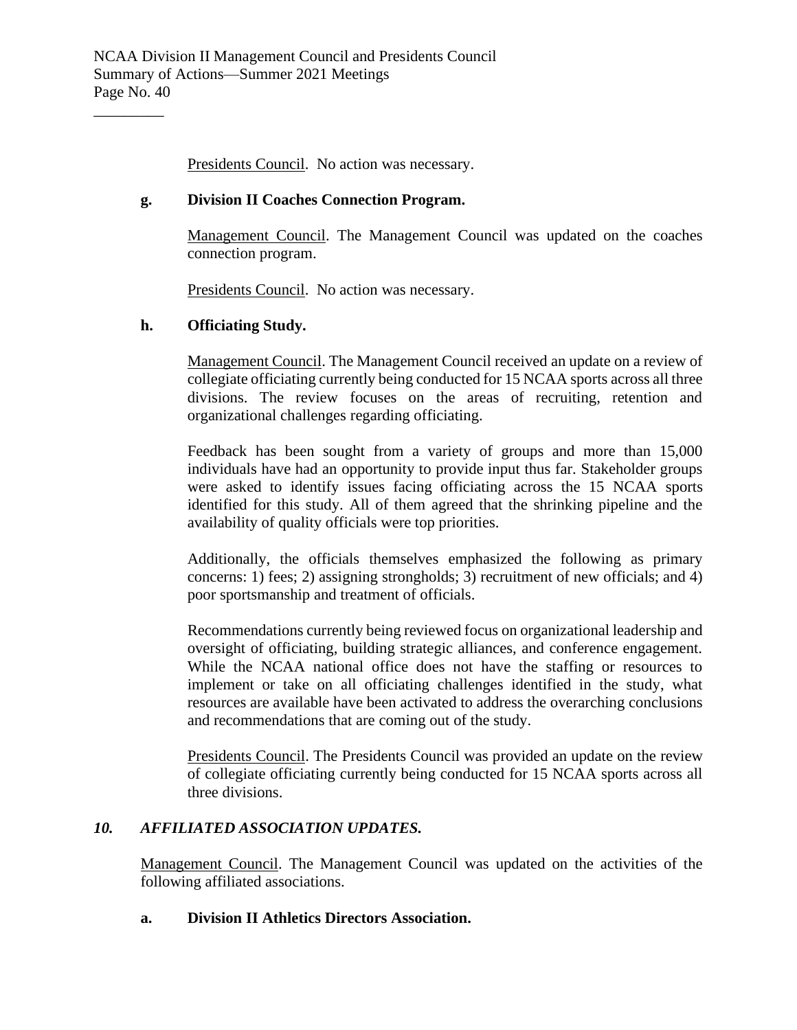Presidents Council. No action was necessary.

**g. Division II Coaches Connection Program.**

Management Council. The Management Council was updated on the coaches connection program.

Presidents Council. No action was necessary.

**h. Officiating Study.**

Management Council. The Management Council received an update on a review of collegiate officiating currently being conducted for 15 NCAA sports across all three divisions. The review focuses on the areas of recruiting, retention and organizational challenges regarding officiating.

Feedback has been sought from a variety of groups and more than 15,000 individuals have had an opportunity to provide input thus far. Stakeholder groups were asked to identify issues facing officiating across the 15 NCAA sports identified for this study. All of them agreed that the shrinking pipeline and the availability of quality officials were top priorities.

Additionally, the officials themselves emphasized the following as primary concerns: 1) fees; 2) assigning strongholds; 3) recruitment of new officials; and 4) poor sportsmanship and treatment of officials.

Recommendations currently being reviewed focus on organizational leadership and oversight of officiating, building strategic alliances, and conference engagement. While the NCAA national office does not have the staffing or resources to implement or take on all officiating challenges identified in the study, what resources are available have been activated to address the overarching conclusions and recommendations that are coming out of the study.

Presidents Council. The Presidents Council was provided an update on the review of collegiate officiating currently being conducted for 15 NCAA sports across all three divisions.

***10. AFFILIATED ASSOCIATION UPDATES.***

Management Council. The Management Council was updated on the activities of the following affiliated associations.

**a. Division II Athletics Directors Association.**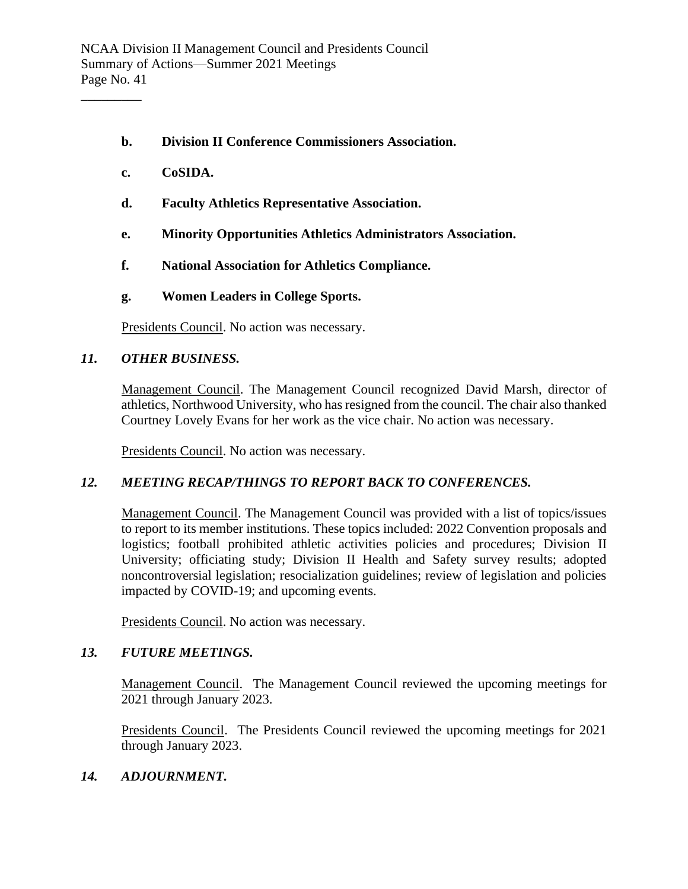**b. Division II Conference Commissioners Association.**

**c. CoSIDA.**

**d. Faculty Athletics Representative Association.**

**e. Minority Opportunities Athletics Administrators Association.**

**f. National Association for Athletics Compliance.**

**g. Women Leaders in College Sports.**

Presidents Council. No action was necessary.

### *11. OTHER BUSINESS.*

Management Council. The Management Council recognized David Marsh, director of athletics, Northwood University, who has resigned from the council. The chair also thanked Courtney Lovely Evans for her work as the vice chair. No action was necessary.

Presidents Council. No action was necessary.

### *12. MEETING RECAP/THINGS TO REPORT BACK TO CONFERENCES.*

Management Council. The Management Council was provided with a list of topics/issues to report to its member institutions. These topics included: 2022 Convention proposals and logistics; football prohibited athletic activities policies and procedures; Division II University; officiating study; Division II Health and Safety survey results; adopted noncontroversial legislation; resocialization guidelines; review of legislation and policies impacted by COVID-19; and upcoming events.

Presidents Council. No action was necessary.

### *13. FUTURE MEETINGS.*

Management Council. The Management Council reviewed the upcoming meetings for 2021 through January 2023.

Presidents Council. The Presidents Council reviewed the upcoming meetings for 2021 through January 2023.

### *14. ADJOURNMENT.*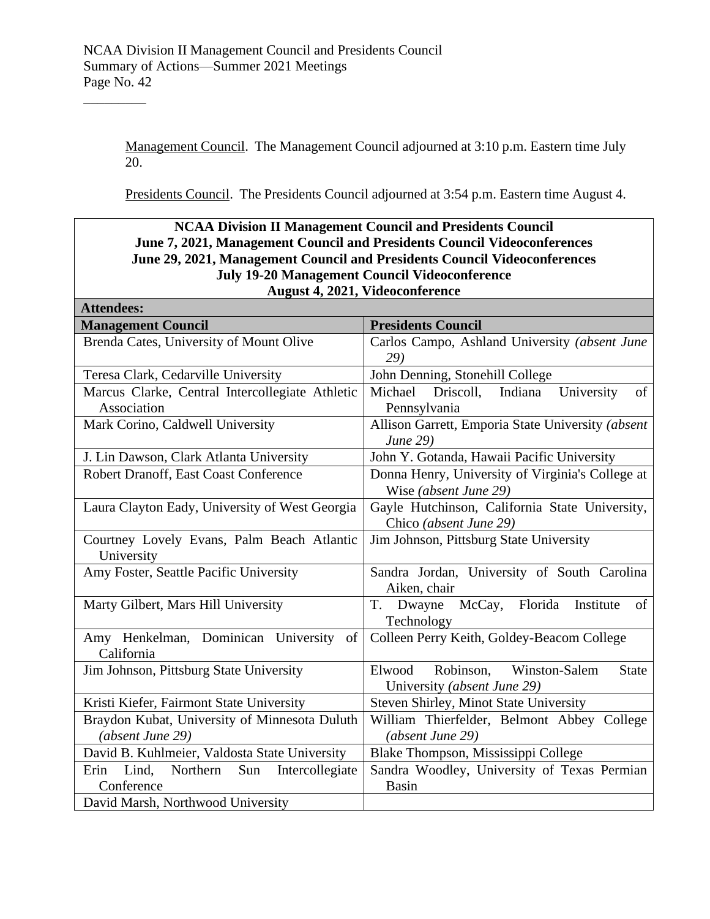Management Council. The Management Council adjourned at 3:10 p.m. Eastern time July 20.

Presidents Council. The Presidents Council adjourned at 3:54 p.m. Eastern time August 4.

| **NCAA Division II Management Council and Presidents Council<br>June 7, 2021, Management Council and Presidents Council Videoconferences<br>June 29, 2021, Management Council and Presidents Council Videoconferences<br>July 19-20 Management Council Videoconference<br>August 4, 2021, Videoconference** | |
|---|---|
| **Attendees:** | |
| **Management Council** | **Presidents Council** |
| Brenda Cates, University of Mount Olive | Carlos Campo, Ashland University *(absent June 29)* |
| Teresa Clark, Cedarville University | John Denning, Stonehill College |
| Marcus Clarke, Central Intercollegiate Athletic Association | Michael Driscoll, Indiana University of Pennsylvania |
| Mark Corino, Caldwell University | Allison Garrett, Emporia State University *(absent June 29)* |
| J. Lin Dawson, Clark Atlanta University | John Y. Gotanda, Hawaii Pacific University |
| Robert Dranoff, East Coast Conference | Donna Henry, University of Virginia's College at Wise *(absent June 29)* |
| Laura Clayton Eady, University of West Georgia | Gayle Hutchinson, California State University, Chico *(absent June 29)* |
| Courtney Lovely Evans, Palm Beach Atlantic University | Jim Johnson, Pittsburg State University |
| Amy Foster, Seattle Pacific University | Sandra Jordan, University of South Carolina Aiken, chair |
| Marty Gilbert, Mars Hill University | T. Dwayne McCay, Florida Institute of Technology |
| Amy Henkelman, Dominican University of California | Colleen Perry Keith, Goldey-Beacom College |
| Jim Johnson, Pittsburg State University | Elwood Robinson, Winston-Salem State University *(absent June 29)* |
| Kristi Kiefer, Fairmont State University | Steven Shirley, Minot State University |
| Braydon Kubat, University of Minnesota Duluth *(absent June 29)* | William Thierfelder, Belmont Abbey College *(absent June 29)* |
| David B. Kuhlmeier, Valdosta State University | Blake Thompson, Mississippi College |
| Erin Lind, Northern Sun Intercollegiate Conference | Sandra Woodley, University of Texas Permian Basin |
| David Marsh, Northwood University | |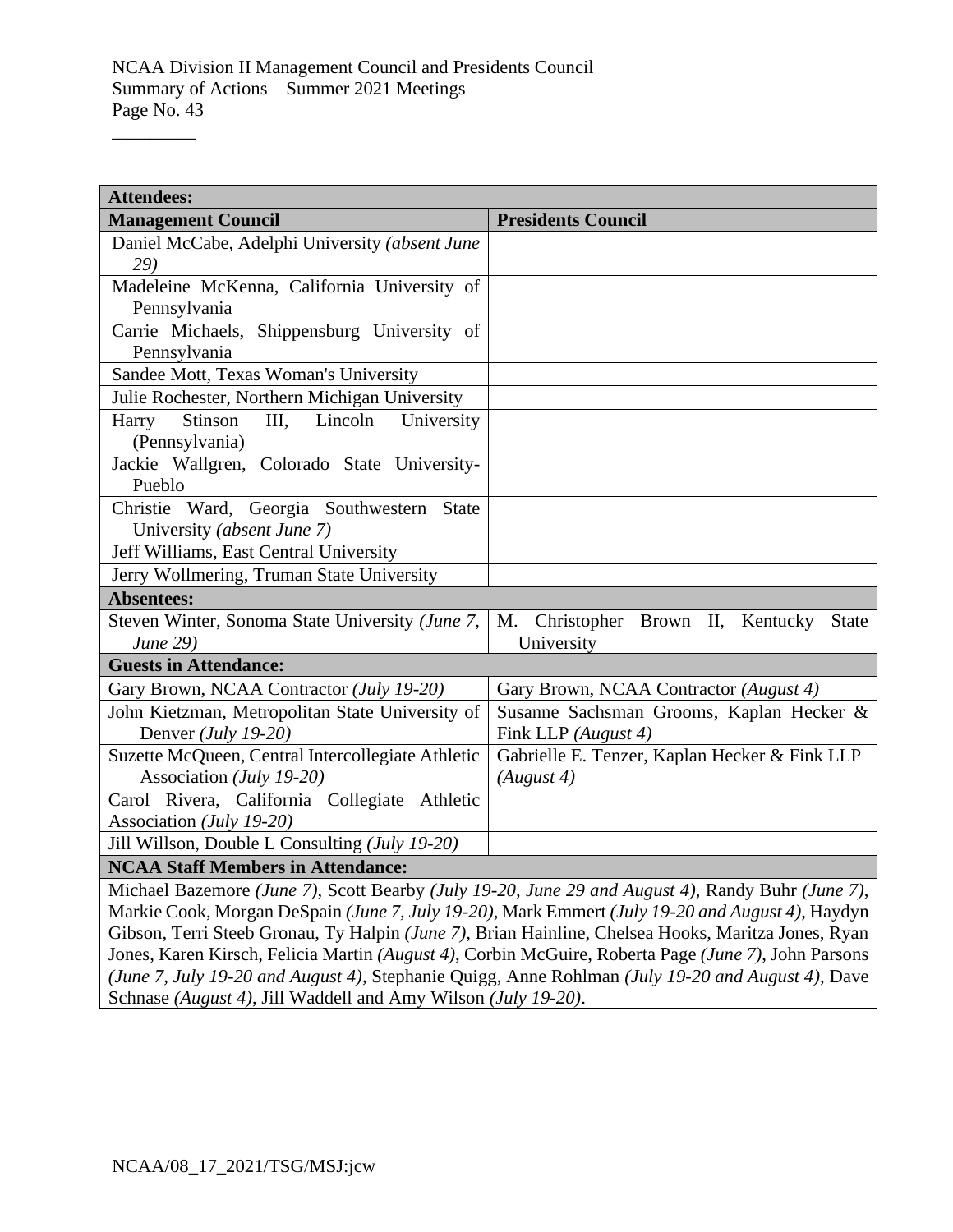| Attendees: | |
|---|---|
| **Management Council** | **Presidents Council** |
| Daniel McCabe, Adelphi University *(absent June 29)* | |
| Madeleine McKenna, California University of Pennsylvania | |
| Carrie Michaels, Shippensburg University of Pennsylvania | |
| Sandee Mott, Texas Woman's University | |
| Julie Rochester, Northern Michigan University | |
| Harry Stinson III, Lincoln University (Pennsylvania) | |
| Jackie Wallgren, Colorado State University-Pueblo | |
| Christie Ward, Georgia Southwestern State University *(absent June 7)* | |
| Jeff Williams, East Central University | |
| Jerry Wollmering, Truman State University | |
| **Absentees:** | |
| Steven Winter, Sonoma State University *(June 7, June 29)* | M. Christopher Brown II, Kentucky State University |
| **Guests in Attendance:** | |
| Gary Brown, NCAA Contractor *(July 19-20)* | Gary Brown, NCAA Contractor *(August 4)* |
| John Kietzman, Metropolitan State University of Denver *(July 19-20)* | Susanne Sachsman Grooms, Kaplan Hecker & Fink LLP *(August 4)* |
| Suzette McQueen, Central Intercollegiate Athletic Association *(July 19-20)* | Gabrielle E. Tenzer, Kaplan Hecker & Fink LLP *(August 4)* |
| Carol Rivera, California Collegiate Athletic Association *(July 19-20)* | |
| Jill Willson, Double L Consulting *(July 19-20)* | |
| **NCAA Staff Members in Attendance:** | |
| Michael Bazemore *(June 7)*, Scott Bearby *(July 19-20, June 29 and August 4)*, Randy Buhr *(June 7)*, Markie Cook, Morgan DeSpain *(June 7, July 19-20)*, Mark Emmert *(July 19-20 and August 4)*, Haydyn Gibson, Terri Steeb Gronau, Ty Halpin *(June 7)*, Brian Hainline, Chelsea Hooks, Maritza Jones, Ryan Jones, Karen Kirsch, Felicia Martin *(August 4)*, Corbin McGuire, Roberta Page *(June 7)*, John Parsons *(June 7, July 19-20 and August 4)*, Stephanie Quigg, Anne Rohlman *(July 19-20 and August 4)*, Dave Schnase *(August 4)*, Jill Waddell and Amy Wilson *(July 19-20)*. | |

NCAA/08_17_2021/TSG/MSJ:jcw